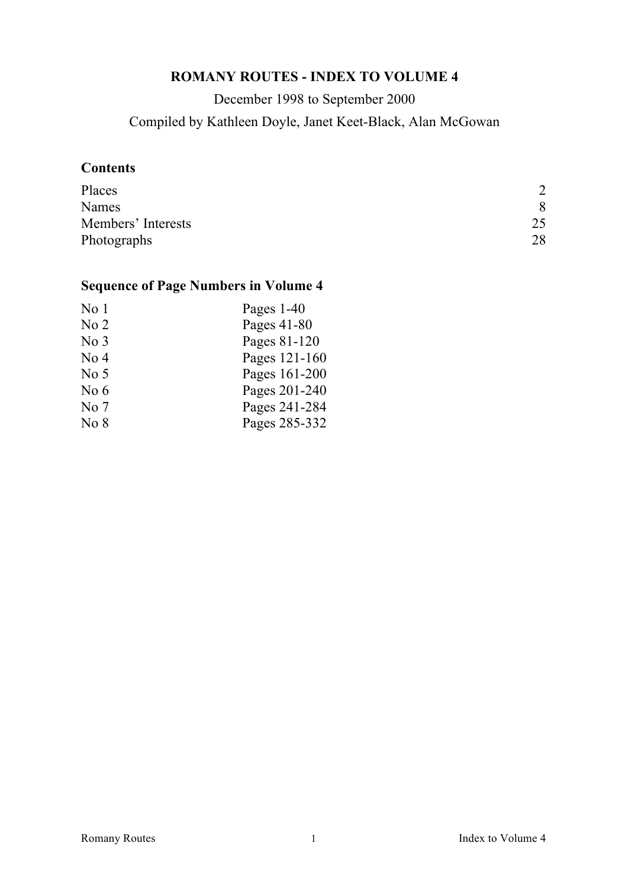# ROMANY ROUTES - INDEX TO VOLUME 4

December 1998 to September 2000

Compiled by Kathleen Doyle, Janet Keet-Black, Alan McGowan

## Contents

| | |
|---|---|
| Places | 2 |
| Names | 8 |
| Members' Interests | 25 |
| Photographs | 28 |

## Sequence of Page Numbers in Volume 4

| | |
|---|---|
| No 1 | Pages 1-40 |
| No 2 | Pages 41-80 |
| No 3 | Pages 81-120 |
| No 4 | Pages 121-160 |
| No 5 | Pages 161-200 |
| No 6 | Pages 201-240 |
| No 7 | Pages 241-284 |
| No 8 | Pages 285-332 |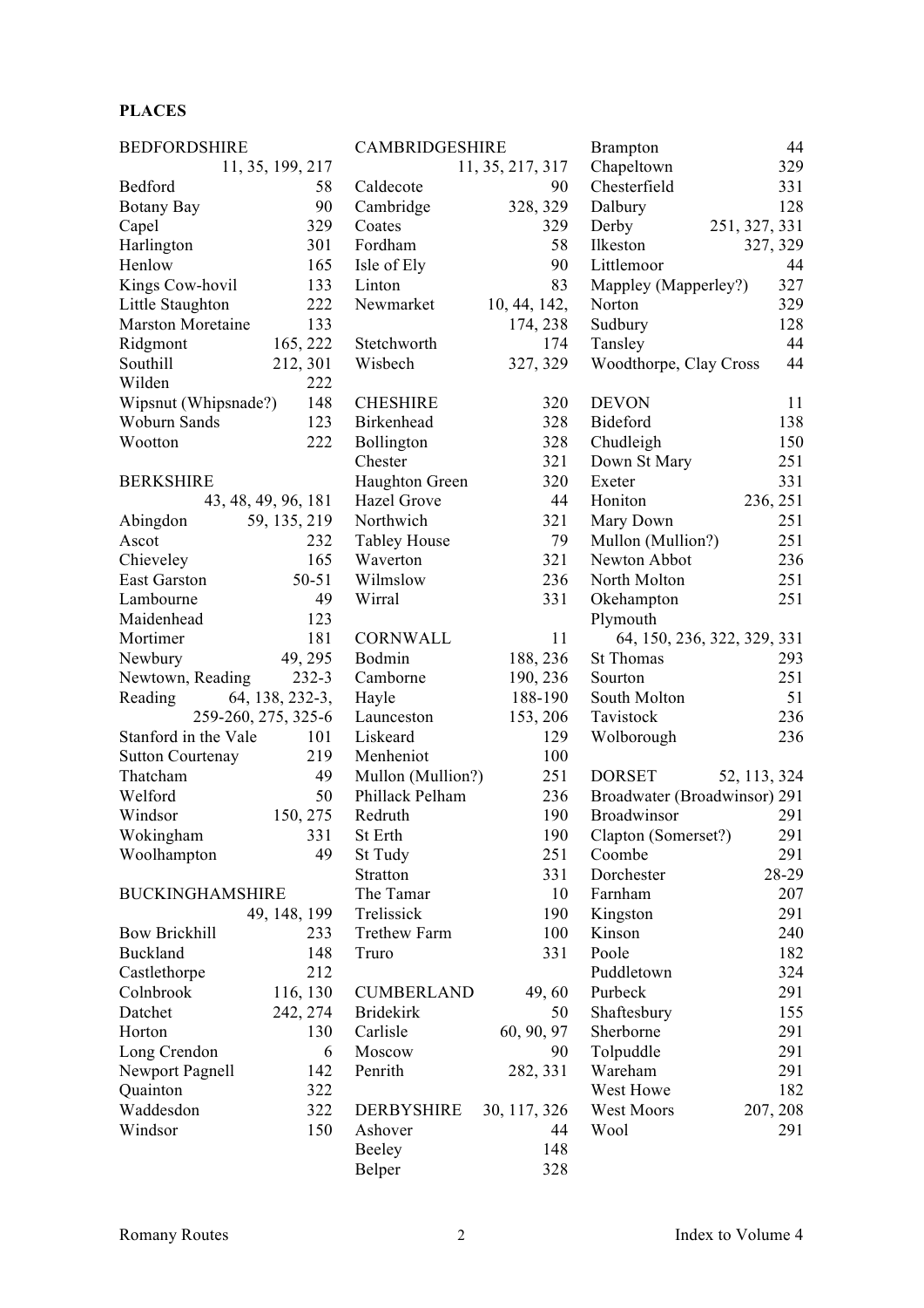**PLACES**

BEDFORDSHIRE 11, 35, 199, 217
Bedford 58
Botany Bay 90
Capel 329
Harlington 301
Henlow 165
Kings Cow-hovil 133
Little Staughton 222
Marston Moretaine 133
Ridgmont 165, 222
Southill 212, 301
Wilden 222
Wipsnut (Whipsnade?) 148
Woburn Sands 123
Wootton 222

BERKSHIRE 43, 48, 49, 96, 181
Abingdon 59, 135, 219
Ascot 232
Chieveley 165
East Garston 50-51
Lambourne 49
Maidenhead 123
Mortimer 181
Newbury 49, 295
Newtown, Reading 232-3
Reading 64, 138, 232-3, 259-260, 275, 325-6
Stanford in the Vale 101
Sutton Courtenay 219
Thatcham 49
Welford 50
Windsor 150, 275
Wokingham 331
Woolhampton 49

BUCKINGHAMSHIRE 49, 148, 199
Bow Brickhill 233
Buckland 148
Castlethorpe 212
Colnbrook 116, 130
Datchet 242, 274
Horton 130
Long Crendon 6
Newport Pagnell 142
Quainton 322
Waddesdon 322
Windsor 150

CAMBRIDGESHIRE 11, 35, 217, 317
Caldecote 90
Cambridge 328, 329
Coates 329
Fordham 58
Isle of Ely 90
Linton 83
Newmarket 10, 44, 142, 174, 238
Stetchworth 174
Wisbech 327, 329

CHESHIRE 320
Birkenhead 328
Bollington 328
Chester 321
Haughton Green 320
Hazel Grove 44
Northwich 321
Tabley House 79
Waverton 321
Wilmslow 236
Wirral 331

CORNWALL 11
Bodmin 188, 236
Camborne 190, 236
Hayle 188-190
Launceston 153, 206
Liskeard 129
Menheniot 100
Mullon (Mullion?) 251
Phillack Pelham 236
Redruth 190
St Erth 190
St Tudy 251
Stratton 331
The Tamar 10
Trelissick 190
Trethew Farm 100
Truro 331

CUMBERLAND 49, 60
Bridekirk 50
Carlisle 60, 90, 97
Moscow 90
Penrith 282, 331

DERBYSHIRE 30, 117, 326
Ashover 44
Beeley 148
Belper 328
Brampton 44
Chapeltown 329
Chesterfield 331
Dalbury 128
Derby 251, 327, 331
Ilkeston 327, 329
Littlemoor 44
Mappley (Mapperley?) 327
Norton 329
Sudbury 128
Tansley 44
Woodthorpe, Clay Cross 44

DEVON 11
Bideford 138
Chudleigh 150
Down St Mary 251
Exeter 331
Honiton 236, 251
Mary Down 251
Mullon (Mullion?) 251
Newton Abbot 236
North Molton 251
Okehampton 251
Plymouth 64, 150, 236, 322, 329, 331
St Thomas 293
Sourton 251
South Molton 51
Tavistock 236
Wolborough 236

DORSET 52, 113, 324
Broadwater (Broadwinsor) 291
Broadwinsor 291
Clapton (Somerset?) 291
Coombe 291
Dorchester 28-29
Farnham 207
Kingston 291
Kinson 240
Poole 182
Puddletown 324
Purbeck 291
Shaftesbury 155
Sherborne 291
Tolpuddle 291
Wareham 291
West Howe 182
West Moors 207, 208
Wool 291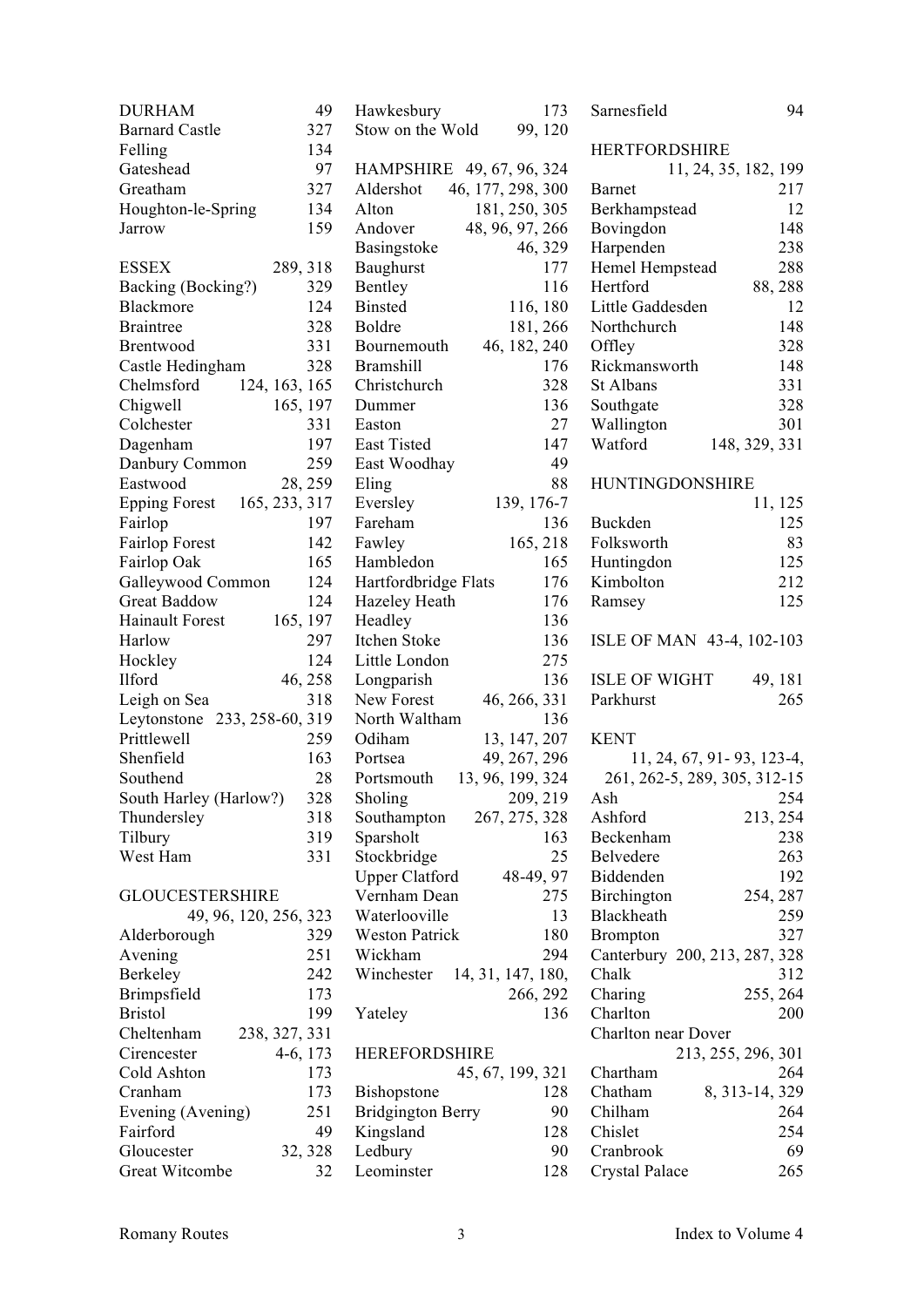DURHAM 49
Barnard Castle 327
Felling 134
Gateshead 97
Greatham 327
Houghton-le-Spring 134
Jarrow 159

ESSEX 289, 318
Backing (Bocking?) 329
Blackmore 124
Braintree 328
Brentwood 331
Castle Hedingham 328
Chelmsford 124, 163, 165
Chigwell 165, 197
Colchester 331
Dagenham 197
Danbury Common 259
Eastwood 28, 259
Epping Forest 165, 233, 317
Fairlop 197
Fairlop Forest 142
Fairlop Oak 165
Galleywood Common 124
Great Baddow 124
Hainault Forest 165, 197
Harlow 297
Hockley 124
Ilford 46, 258
Leigh on Sea 318
Leytonstone 233, 258-60, 319
Prittlewell 259
Shenfield 163
Southend 28
South Harley (Harlow?) 328
Thundersley 318
Tilbury 319
West Ham 331

GLOUCESTERSHIRE 49, 96, 120, 256, 323
Alderborough 329
Avening 251
Berkeley 242
Brimpsfield 173
Bristol 199
Cheltenham 238, 327, 331
Cirencester 4-6, 173
Cold Ashton 173
Cranham 173
Evening (Avening) 251
Fairford 49
Gloucester 32, 328
Great Witcombe 32
Hawkesbury 173
Stow on the Wold 99, 120

HAMPSHIRE 49, 67, 96, 324
Aldershot 46, 177, 298, 300
Alton 181, 250, 305
Andover 48, 96, 97, 266
Basingstoke 46, 329
Baughurst 177
Bentley 116
Binsted 116, 180
Boldre 181, 266
Bournemouth 46, 182, 240
Bramshill 176
Christchurch 328
Dummer 136
Easton 27
East Tisted 147
East Woodhay 49
Eling 88
Eversley 139, 176-7
Fareham 136
Fawley 165, 218
Hambledon 165
Hartfordbridge Flats 176
Hazeley Heath 176
Headley 136
Itchen Stoke 136
Little London 275
Longparish 136
New Forest 46, 266, 331
North Waltham 136
Odiham 13, 147, 207
Portsea 49, 267, 296
Portsmouth 13, 96, 199, 324
Sholing 209, 219
Southampton 267, 275, 328
Sparsholt 163
Stockbridge 25
Upper Clatford 48-49, 97
Vernham Dean 275
Waterlooville 13
Weston Patrick 180
Wickham 294
Winchester 14, 31, 147, 180, 266, 292
Yateley 136

HEREFORDSHIRE 45, 67, 199, 321
Bishopstone 128
Bridgington Berry 90
Kingsland 128
Ledbury 90
Leominster 128
Sarnesfield 94

HERTFORDSHIRE 11, 24, 35, 182, 199
Barnet 217
Berkhampstead 12
Bovingdon 148
Harpenden 238
Hemel Hempstead 288
Hertford 88, 288
Little Gaddesden 12
Northchurch 148
Offley 328
Rickmansworth 148
St Albans 331
Southgate 328
Wallington 301
Watford 148, 329, 331

HUNTINGDONSHIRE 11, 125
Buckden 125
Folksworth 83
Huntingdon 125
Kimbolton 212
Ramsey 125

ISLE OF MAN 43-4, 102-103

ISLE OF WIGHT 49, 181
Parkhurst 265

KENT 11, 24, 67, 91- 93, 123-4, 261, 262-5, 289, 305, 312-15
Ash 254
Ashford 213, 254
Beckenham 238
Belvedere 263
Biddenden 192
Birchington 254, 287
Blackheath 259
Brompton 327
Canterbury 200, 213, 287, 328
Chalk 312
Charing 255, 264
Charlton 200
Charlton near Dover 213, 255, 296, 301
Chartham 264
Chatham 8, 313-14, 329
Chilham 264
Chislet 254
Cranbrook 69
Crystal Palace 265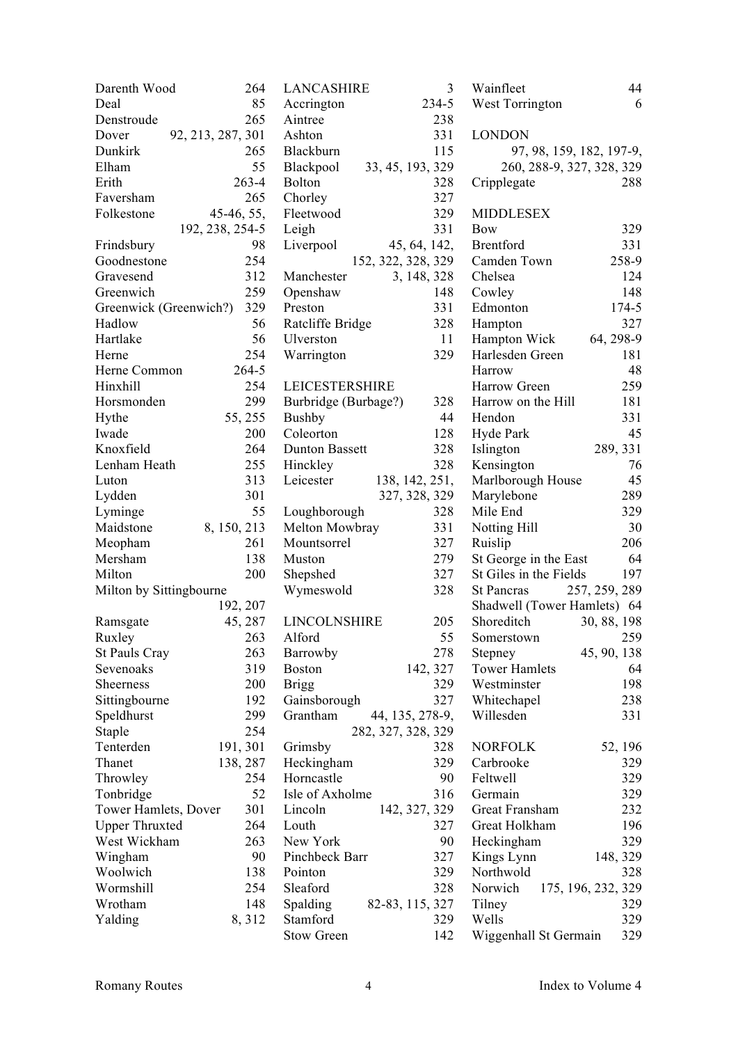Darenth Wood 264
Deal 85
Denstroude 265
Dover 92, 213, 287, 301
Dunkirk 265
Elham 55
Erith 263-4
Faversham 265
Folkestone 45-46, 55, 192, 238, 254-5
Frindsbury 98
Goodnestone 254
Gravesend 312
Greenwich 259
Greenwick (Greenwich?) 329
Hadlow 56
Hartlake 56
Herne 254
Herne Common 264-5
Hinxhill 254
Horsmonden 299
Hythe 55, 255
Iwade 200
Knoxfield 264
Lenham Heath 255
Luton 313
Lydden 301
Lyminge 55
Maidstone 8, 150, 213
Meopham 261
Mersham 138
Milton 200
Milton by Sittingbourne 192, 207
Ramsgate 45, 287
Ruxley 263
St Pauls Cray 263
Sevenoaks 319
Sheerness 200
Sittingbourne 192
Speldhurst 299
Staple 254
Tenterden 191, 301
Thanet 138, 287
Throwley 254
Tonbridge 52
Tower Hamlets, Dover 301
Upper Thruxted 264
West Wickham 263
Wingham 90
Woolwich 138
Wormshill 254
Wrotham 148
Yalding 8, 312

LANCASHIRE 3
Accrington 234-5
Aintree 238
Ashton 331
Blackburn 115
Blackpool 33, 45, 193, 329
Bolton 328
Chorley 327
Fleetwood 329
Leigh 331
Liverpool 45, 64, 142, 152, 322, 328, 329
Manchester 3, 148, 328
Openshaw 148
Preston 331
Ratcliffe Bridge 328
Ulverston 11
Warrington 329

LEICESTERSHIRE
Burbridge (Burbage?) 328
Bushby 44
Coleorton 128
Dunton Bassett 328
Hinckley 328
Leicester 138, 142, 251, 327, 328, 329
Loughborough 328
Melton Mowbray 331
Mountsorrel 327
Muston 279
Shepshed 327
Wymeswold 328

LINCOLNSHIRE 205
Alford 55
Barrowby 278
Boston 142, 327
Brigg 329
Gainsborough 327
Grantham 44, 135, 278-9, 282, 327, 328, 329
Grimsby 328
Heckingham 329
Horncastle 90
Isle of Axholme 316
Lincoln 142, 327, 329
Louth 327
New York 90
Pinchbeck Barr 327
Pointon 329
Sleaford 328
Spalding 82-83, 115, 327
Stamford 329
Stow Green 142
Wainfleet 44
West Torrington 6

LONDON 97, 98, 159, 182, 197-9, 260, 288-9, 327, 328, 329
Cripplegate 288

MIDDLESEX
Bow 329
Brentford 331
Camden Town 258-9
Chelsea 124
Cowley 148
Edmonton 174-5
Hampton 327
Hampton Wick 64, 298-9
Harlesden Green 181
Harrow 48
Harrow Green 259
Harrow on the Hill 181
Hendon 331
Hyde Park 45
Islington 289, 331
Kensington 76
Marlborough House 45
Marylebone 289
Mile End 329
Notting Hill 30
Ruislip 206
St George in the East 64
St Giles in the Fields 197
St Pancras 257, 259, 289
Shadwell (Tower Hamlets) 64
Shoreditch 30, 88, 198
Somerstown 259
Stepney 45, 90, 138
Tower Hamlets 64
Westminster 198
Whitechapel 238
Willesden 331

NORFOLK 52, 196
Carbrooke 329
Feltwell 329
Germain 329
Great Fransham 232
Great Holkham 196
Heckingham 329
Kings Lynn 148, 329
Northwold 328
Norwich 175, 196, 232, 329
Tilney 329
Wells 329
Wiggenhall St Germain 329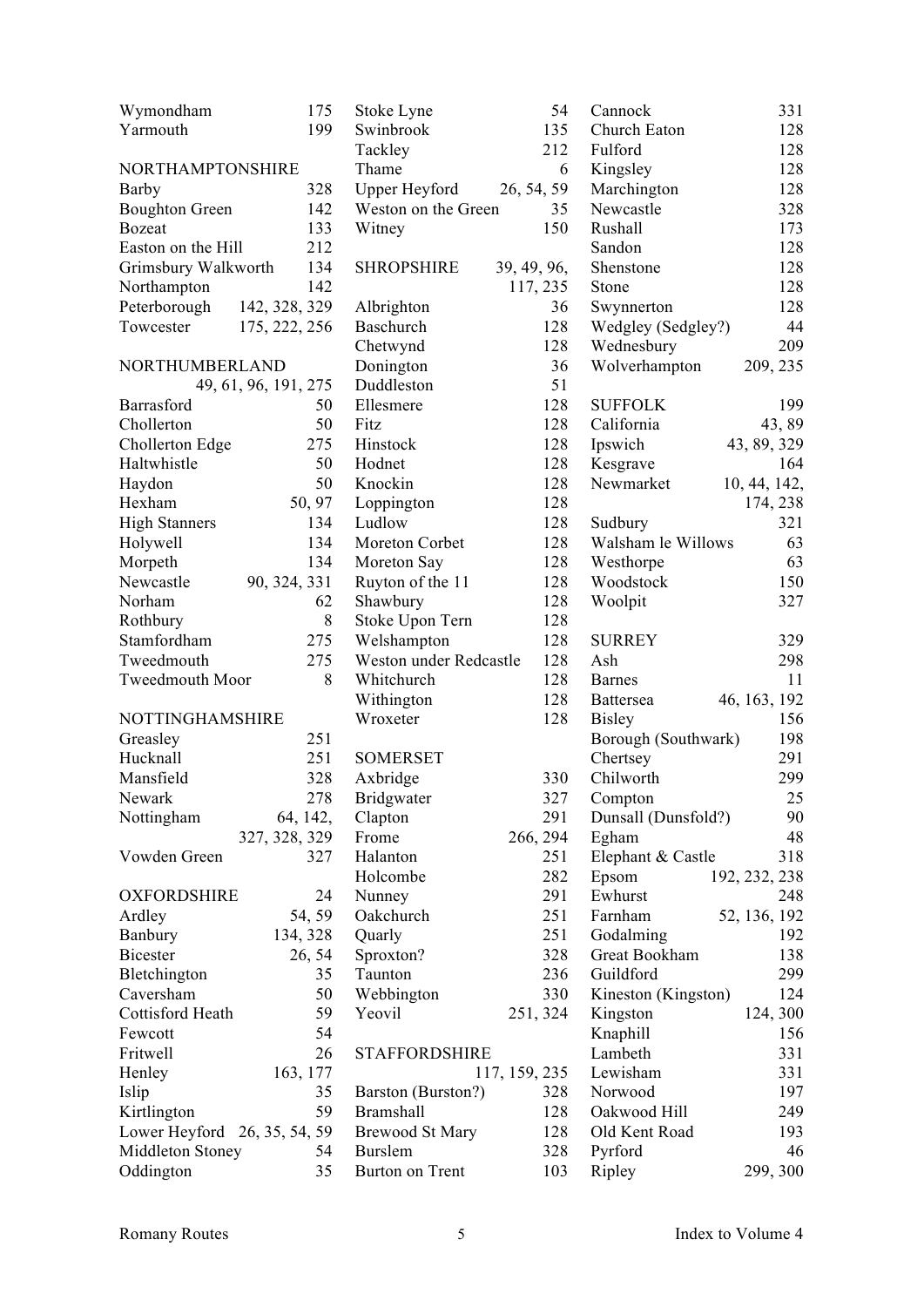Wymondham 175
Yarmouth 199

NORTHAMPTONSHIRE
Barby 328
Boughton Green 142
Bozeat 133
Easton on the Hill 212
Grimsbury Walkworth 134
Northampton 142
Peterborough 142, 328, 329
Towcester 175, 222, 256

NORTHUMBERLAND 49, 61, 96, 191, 275
Barrasford 50
Chollerton 50
Chollerton Edge 275
Haltwhistle 50
Haydon 50
Hexham 50, 97
High Stanners 134
Holywell 134
Morpeth 134
Newcastle 90, 324, 331
Norham 62
Rothbury 8
Stamfordham 275
Tweedmouth 275
Tweedmouth Moor 8

NOTTINGHAMSHIRE
Greasley 251
Hucknall 251
Mansfield 328
Newark 278
Nottingham 64, 142, 327, 328, 329
Vowden Green 327

OXFORDSHIRE 24
Ardley 54, 59
Banbury 134, 328
Bicester 26, 54
Bletchington 35
Caversham 50
Cottisford Heath 59
Fewcott 54
Fritwell 26
Henley 163, 177
Islip 35
Kirtlington 59
Lower Heyford 26, 35, 54, 59
Middleton Stoney 54
Oddington 35
Stoke Lyne 54
Swinbrook 135
Tackley 212
Thame 6
Upper Heyford 26, 54, 59
Weston on the Green 35
Witney 150

SHROPSHIRE 39, 49, 96, 117, 235
Albrighton 36
Baschurch 128
Chetwynd 128
Donington 36
Duddleston 51
Ellesmere 128
Fitz 128
Hinstock 128
Hodnet 128
Knockin 128
Loppington 128
Ludlow 128
Moreton Corbet 128
Moreton Say 128
Ruyton of the 11 128
Shawbury 128
Stoke Upon Tern 128
Welshampton 128
Weston under Redcastle 128
Whitchurch 128
Withington 128
Wroxeter 128

SOMERSET
Axbridge 330
Bridgwater 327
Clapton 291
Frome 266, 294
Halanton 251
Holcombe 282
Nunney 291
Oakchurch 251
Quarly 251
Sproxton? 328
Taunton 236
Webbington 330
Yeovil 251, 324

STAFFORDSHIRE 117, 159, 235
Barston (Burston?) 328
Bramshall 128
Brewood St Mary 128
Burslem 328
Burton on Trent 103
Cannock 331
Church Eaton 128
Fulford 128
Kingsley 128
Marchington 128
Newcastle 328
Rushall 173
Sandon 128
Shenstone 128
Stone 128
Swynnerton 128
Wedgley (Sedgley?) 44
Wednesbury 209
Wolverhampton 209, 235

SUFFOLK 199
California 43, 89
Ipswich 43, 89, 329
Kesgrave 164
Newmarket 10, 44, 142, 174, 238
Sudbury 321
Walsham le Willows 63
Westhorpe 63
Woodstock 150
Woolpit 327

SURREY 329
Ash 298
Barnes 11
Battersea 46, 163, 192
Bisley 156
Borough (Southwark) 198
Chertsey 291
Chilworth 299
Compton 25
Dunsall (Dunsfold?) 90
Egham 48
Elephant & Castle 318
Epsom 192, 232, 238
Ewhurst 248
Farnham 52, 136, 192
Godalming 192
Great Bookham 138
Guildford 299
Kineston (Kingston) 124
Kingston 124, 300
Knaphill 156
Lambeth 331
Lewisham 331
Norwood 197
Oakwood Hill 249
Old Kent Road 193
Pyrford 46
Ripley 299, 300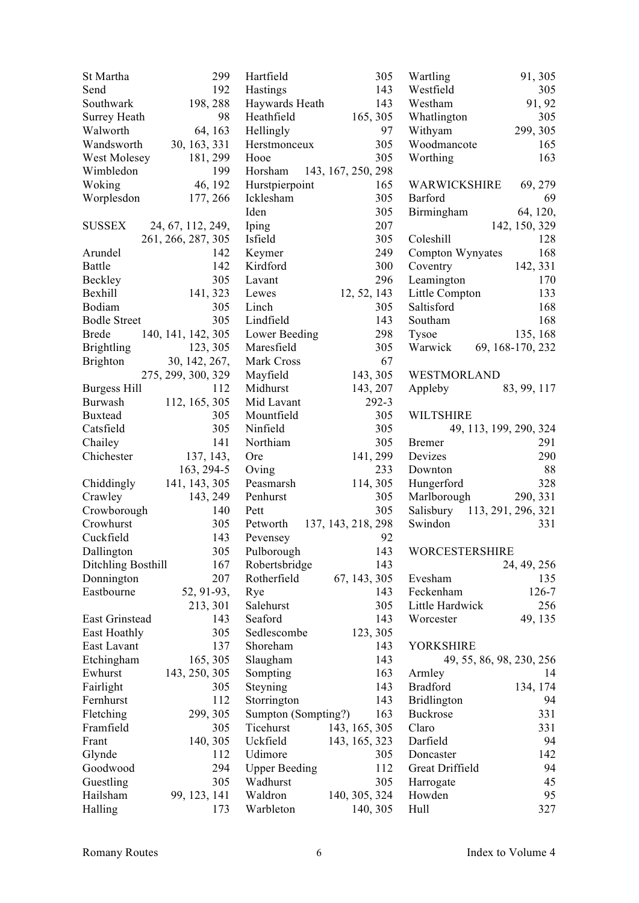St Martha 299
Send 192
Southwark 198, 288
Surrey Heath 98
Walworth 64, 163
Wandsworth 30, 163, 331
West Molesey 181, 299
Wimbledon 199
Woking 46, 192
Worplesdon 177, 266

SUSSEX 24, 67, 112, 249, 261, 266, 287, 305
Arundel 142
Battle 142
Beckley 305
Bexhill 141, 323
Bodiam 305
Bodle Street 305
Brede 140, 141, 142, 305
Brightling 123, 305
Brighton 30, 142, 267, 275, 299, 300, 329
Burgess Hill 112
Burwash 112, 165, 305
Buxtead 305
Catsfield 305
Chailey 141
Chichester 137, 143, 163, 294-5
Chiddingly 141, 143, 305
Crawley 143, 249
Crowborough 140
Crowhurst 305
Cuckfield 143
Dallington 305
Ditchling Bosthill 167
Donnington 207
Eastbourne 52, 91-93, 213, 301
East Grinstead 143
East Hoathly 305
East Lavant 137
Etchingham 165, 305
Ewhurst 143, 250, 305
Fairlight 305
Fernhurst 112
Fletching 299, 305
Framfield 305
Frant 140, 305
Glynde 112
Goodwood 294
Guestling 305
Hailsham 99, 123, 141
Halling 173
Hartfield 305
Hastings 143
Haywards Heath 143
Heathfield 165, 305
Hellingly 97
Herstmonceux 305
Hooe 305
Horsham 143, 167, 250, 298
Hurstpierpoint 165
Icklesham 305
Iden 305
Iping 207
Isfield 305
Keymer 249
Kirdford 300
Lavant 296
Lewes 12, 52, 143
Linch 305
Lindfield 143
Lower Beeding 298
Maresfield 305
Mark Cross 67
Mayfield 143, 305
Midhurst 143, 207
Mid Lavant 292-3
Mountfield 305
Ninfield 305
Northiam 305
Ore 141, 299
Oving 233
Peasmarsh 114, 305
Penhurst 305
Pett 305
Petworth 137, 143, 218, 298
Pevensey 92
Pulborough 143
Robertsbridge 143
Rotherfield 67, 143, 305
Rye 143
Salehurst 305
Seaford 143
Sedlescombe 123, 305
Shoreham 143
Slaugham 143
Sompting 163
Steyning 143
Storrington 143
Sumpton (Sompting?) 163
Ticehurst 143, 165, 305
Uckfield 143, 165, 323
Udimore 305
Upper Beeding 112
Wadhurst 305
Waldron 140, 305, 324
Warbleton 140, 305
Wartling 91, 305
Westfield 305
Westham 91, 92
Whatlington 305
Withyam 299, 305
Woodmancote 165
Worthing 163

WARWICKSHIRE 69, 279
Barford 69
Birmingham 64, 120, 142, 150, 329
Coleshill 128
Compton Wynyates 168
Coventry 142, 331
Leamington 170
Little Compton 133
Saltisford 168
Southam 168
Tysoe 135, 168
Warwick 69, 168-170, 232

WESTMORLAND
Appleby 83, 99, 117

WILTSHIRE 49, 113, 199, 290, 324
Bremer 291
Devizes 290
Downton 88
Hungerford 328
Marlborough 290, 331
Salisbury 113, 291, 296, 321
Swindon 331

WORCESTERSHIRE 24, 49, 256
Evesham 135
Feckenham 126-7
Little Hardwick 256
Worcester 49, 135

YORKSHIRE 49, 55, 86, 98, 230, 256
Armley 14
Bradford 134, 174
Bridlington 94
Buckrose 331
Claro 331
Darfield 94
Doncaster 142
Great Driffield 94
Harrogate 45
Howden 95
Hull 327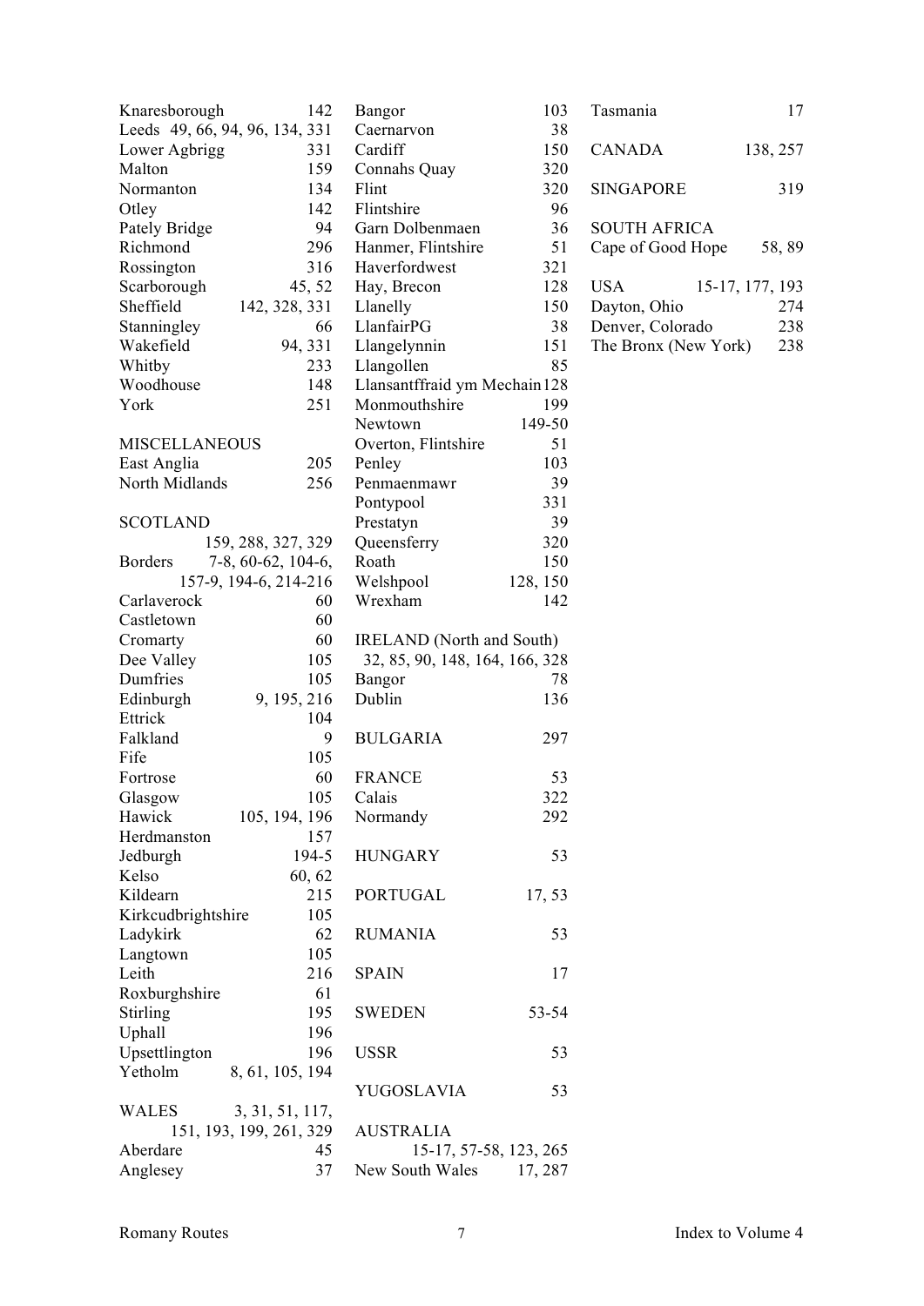Knaresborough 142
Leeds 49, 66, 94, 96, 134, 331
Lower Agbrigg 331
Malton 159
Normanton 134
Otley 142
Pately Bridge 94
Richmond 296
Rossington 316
Scarborough 45, 52
Sheffield 142, 328, 331
Stanningley 66
Wakefield 94, 331
Whitby 233
Woodhouse 148
York 251

MISCELLANEOUS
East Anglia 205
North Midlands 256

SCOTLAND 159, 288, 327, 329
Borders 7-8, 60-62, 104-6, 157-9, 194-6, 214-216
Carlaverock 60
Castletown 60
Cromarty 60
Dee Valley 105
Dumfries 105
Edinburgh 9, 195, 216
Ettrick 104
Falkland 9
Fife 105
Fortrose 60
Glasgow 105
Hawick 105, 194, 196
Herdmanston 157
Jedburgh 194-5
Kelso 60, 62
Kildearn 215
Kirkcudbrightshire 105
Ladykirk 62
Langtown 105
Leith 216
Roxburghshire 61
Stirling 195
Uphall 196
Upsettlington 196
Yetholm 8, 61, 105, 194

WALES 3, 31, 51, 117, 151, 193, 199, 261, 329
Aberdare 45
Anglesey 37
Bangor 103
Caernarvon 38
Cardiff 150
Connahs Quay 320
Flint 320
Flintshire 96
Garn Dolbenmaen 36
Hanmer, Flintshire 51
Haverfordwest 321
Hay, Brecon 128
Llanelly 150
LlanfairPG 38
Llangelynnin 151
Llangollen 85
Llansantffraid ym Mechain 128
Monmouthshire 199
Newtown 149-50
Overton, Flintshire 51
Penley 103
Penmaenmawr 39
Pontypool 331
Prestatyn 39
Queensferry 320
Roath 150
Welshpool 128, 150
Wrexham 142

IRELAND (North and South) 32, 85, 90, 148, 164, 166, 328
Bangor 78
Dublin 136

BULGARIA 297

FRANCE 53
Calais 322
Normandy 292

HUNGARY 53

PORTUGAL 17, 53

RUMANIA 53

SPAIN 17

SWEDEN 53-54

USSR 53

YUGOSLAVIA 53

AUSTRALIA 15-17, 57-58, 123, 265
New South Wales 17, 287
Tasmania 17

CANADA 138, 257

SINGAPORE 319

SOUTH AFRICA
Cape of Good Hope 58, 89

USA 15-17, 177, 193
Dayton, Ohio 274
Denver, Colorado 238
The Bronx (New York) 238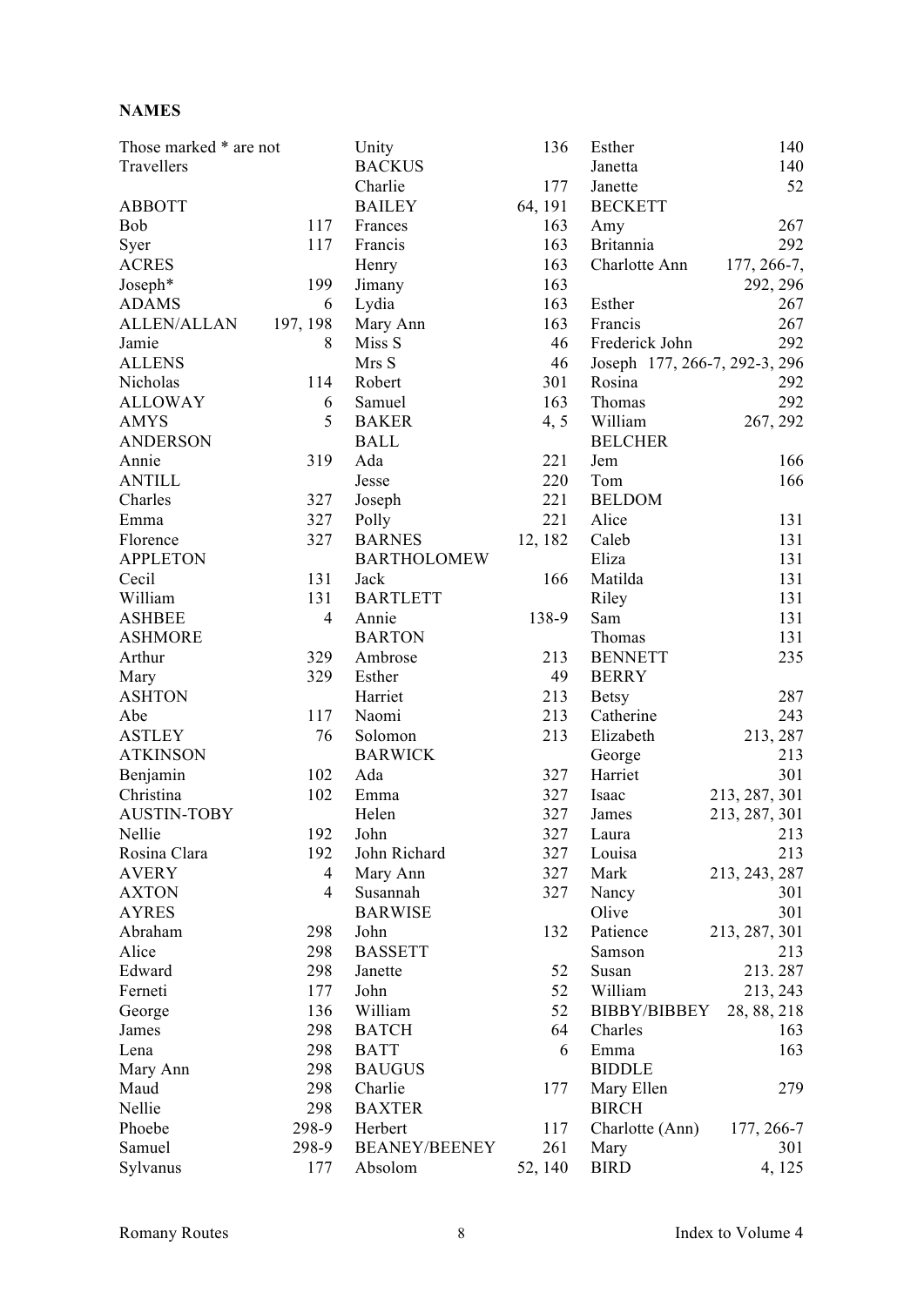**NAMES**

Those marked * are not Travellers

ABBOTT
Bob 117
Syer 117
ACRES
Joseph* 199
ADAMS 6
ALLEN/ALLAN 197, 198
Jamie 8
ALLENS
Nicholas 114
ALLOWAY 6
AMYS 5
ANDERSON
Annie 319
ANTILL
Charles 327
Emma 327
Florence 327
APPLETON
Cecil 131
William 131
ASHBEE 4
ASHMORE
Arthur 329
Mary 329
ASHTON
Abe 117
ASTLEY 76
ATKINSON
Benjamin 102
Christina 102
AUSTIN-TOBY
Nellie 192
Rosina Clara 192
AVERY 4
AXTON 4
AYRES
Abraham 298
Alice 298
Edward 298
Ferneti 177
George 136
James 298
Lena 298
Mary Ann 298
Maud 298
Nellie 298
Phoebe 298-9
Samuel 298-9
Sylvanus 177
Unity 136
BACKUS
Charlie 177
BAILEY 64, 191
Frances 163
Francis 163
Henry 163
Jimany 163
Lydia 163
Mary Ann 163
Miss S 46
Mrs S 46
Robert 301
Samuel 163
BAKER 4, 5
BALL
Ada 221
Jesse 220
Joseph 221
Polly 221
BARNES 12, 182
BARTHOLOMEW
Jack 166
BARTLETT
Annie 138-9
BARTON
Ambrose 213
Esther 49
Harriet 213
Naomi 213
Solomon 213
BARWICK
Ada 327
Emma 327
Helen 327
John 327
John Richard 327
Mary Ann 327
Susannah 327
BARWISE
John 132
BASSETT
Janette 52
John 52
William 52
BATCH 64
BATT 6
BAUGUS
Charlie 177
BAXTER
Herbert 117
BEANEY/BEENEY 261
Absolom 52, 140
Esther 140
Janetta 140
Janette 52
BECKETT
Amy 267
Britannia 292
Charlotte Ann 177, 266-7, 292, 296
Esther 267
Francis 267
Frederick John 292
Joseph 177, 266-7, 292-3, 296
Rosina 292
Thomas 292
William 267, 292
BELCHER
Jem 166
Tom 166
BELDOM
Alice 131
Caleb 131
Eliza 131
Matilda 131
Riley 131
Sam 131
Thomas 131
BENNETT 235
BERRY
Betsy 287
Catherine 243
Elizabeth 213, 287
George 213
Harriet 301
Isaac 213, 287, 301
James 213, 287, 301
Laura 213
Louisa 213
Mark 213, 243, 287
Nancy 301
Olive 301
Patience 213, 287, 301
Samson 213
Susan 213. 287
William 213, 243
BIBBY/BIBBEY 28, 88, 218
Charles 163
Emma 163
BIDDLE
Mary Ellen 279
BIRCH
Charlotte (Ann) 177, 266-7
Mary 301
BIRD 4, 125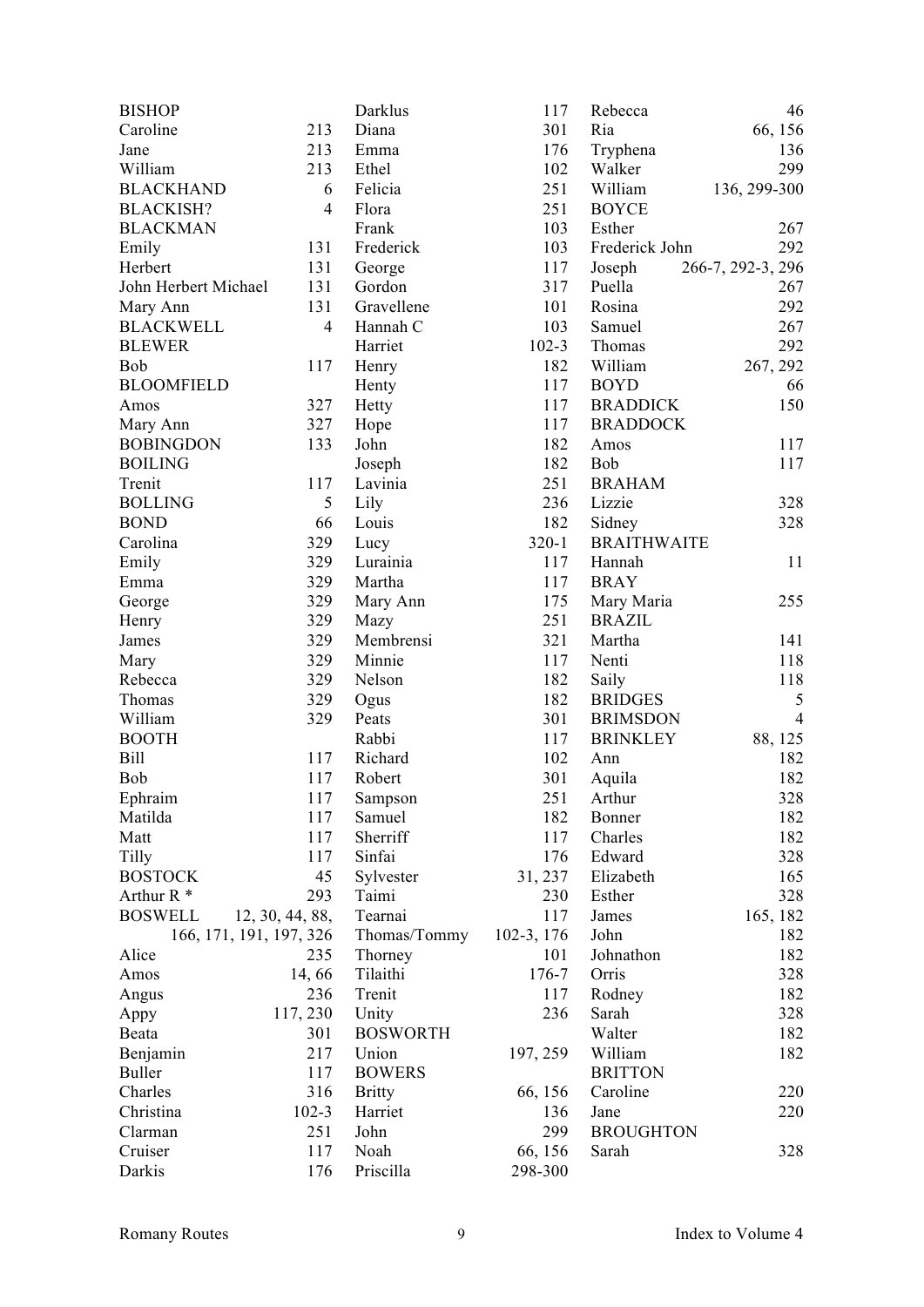BISHOP
Caroline 213
Jane 213
William 213
BLACKHAND 6
BLACKISH? 4
BLACKMAN
Emily 131
Herbert 131
John Herbert Michael 131
Mary Ann 131
BLACKWELL 4
BLEWER
Bob 117
BLOOMFIELD
Amos 327
Mary Ann 327
BOBINGDON 133
BOILING
Trenit 117
BOLLING 5
BOND 66
Carolina 329
Emily 329
Emma 329
George 329
Henry 329
James 329
Mary 329
Rebecca 329
Thomas 329
William 329
BOOTH
Bill 117
Bob 117
Ephraim 117
Matilda 117
Matt 117
Tilly 117
BOSTOCK 45
Arthur R * 293
BOSWELL 12, 30, 44, 88, 166, 171, 191, 197, 326
Alice 235
Amos 14, 66
Angus 236
Appy 117, 230
Beata 301
Benjamin 217
Buller 117
Charles 316
Christina 102-3
Clarman 251
Cruiser 117
Darkis 176
Darklus 117
Diana 301
Emma 176
Ethel 102
Felicia 251
Flora 251
Frank 103
Frederick 103
George 117
Gordon 317
Gravellene 101
Hannah C 103
Harriet 102-3
Henry 182
Henty 117
Hetty 117
Hope 117
John 182
Joseph 182
Lavinia 251
Lily 236
Louis 182
Lucy 320-1
Lurainia 117
Martha 117
Mary Ann 175
Mazy 251
Membrensi 321
Minnie 117
Nelson 182
Ogus 182
Peats 301
Rabbi 117
Richard 102
Robert 301
Sampson 251
Samuel 182
Sherriff 117
Sinfai 176
Sylvester 31, 237
Taimi 230
Tearnai 117
Thomas/Tommy 102-3, 176
Thorney 101
Tilaithi 176-7
Trenit 117
Unity 236
BOSWORTH
Union 197, 259
BOWERS
Britty 66, 156
Harriet 136
John 299
Noah 66, 156
Priscilla 298-300
Rebecca 46
Ria 66, 156
Tryphena 136
Walker 299
William 136, 299-300
BOYCE
Esther 267
Frederick John 292
Joseph 266-7, 292-3, 296
Puella 267
Rosina 292
Samuel 267
Thomas 292
William 267, 292
BOYD 66
BRADDICK 150
BRADDOCK
Amos 117
Bob 117
BRAHAM
Lizzie 328
Sidney 328
BRAITHWAITE
Hannah 11
BRAY
Mary Maria 255
BRAZIL
Martha 141
Nenti 118
Saily 118
BRIDGES 5
BRIMSDON 4
BRINKLEY 88, 125
Ann 182
Aquila 182
Arthur 328
Bonner 182
Charles 182
Edward 328
Elizabeth 165
Esther 328
James 165, 182
John 182
Johnathon 182
Orris 328
Rodney 182
Sarah 328
Walter 182
William 182
BRITTON
Caroline 220
Jane 220
BROUGHTON
Sarah 328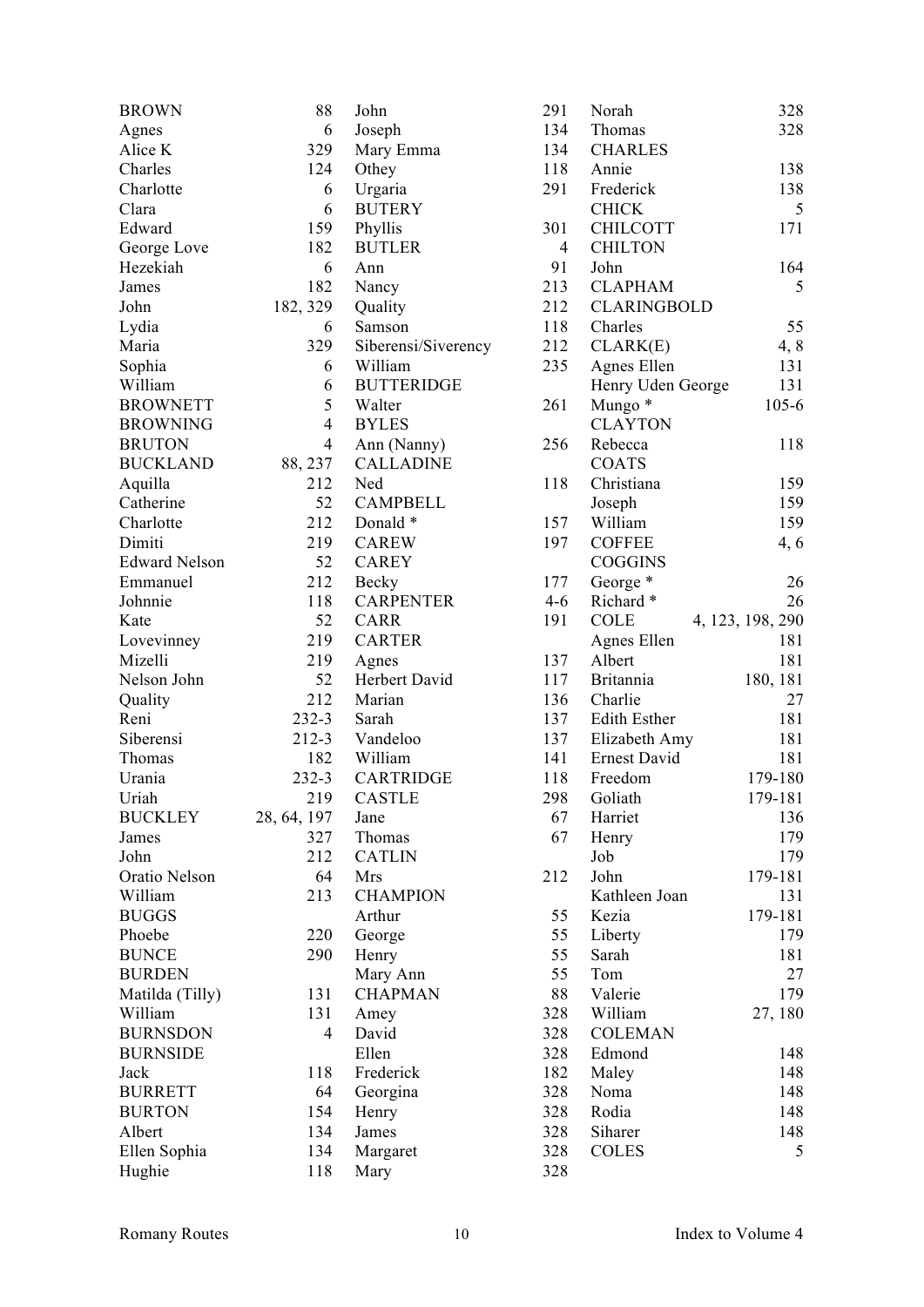BROWN 88
Agnes 6
Alice K 329
Charles 124
Charlotte 6
Clara 6
Edward 159
George Love 182
Hezekiah 6
James 182
John 182, 329
Lydia 6
Maria 329
Sophia 6
William 6
BROWNETT 5
BROWNING 4
BRUTON 4
BUCKLAND 88, 237
Aquilla 212
Catherine 52
Charlotte 212
Dimiti 219
Edward Nelson 52
Emmanuel 212
Johnnie 118
Kate 52
Lovevinney 219
Mizelli 219
Nelson John 52
Quality 212
Reni 232-3
Siberensi 212-3
Thomas 182
Urania 232-3
Uriah 219
BUCKLEY 28, 64, 197
James 327
John 212
Oratio Nelson 64
William 213
BUGGS
Phoebe 220
BUNCE 290
BURDEN
Matilda (Tilly) 131
William 131
BURNSDON 4
BURNSIDE
Jack 118
BURRETT 64
BURTON 154
Albert 134
Ellen Sophia 134
Hughie 118
John 291
Joseph 134
Mary Emma 134
Othey 118
Urgaria 291
BUTERY
Phyllis 301
BUTLER 4
Ann 91
Nancy 213
Quality 212
Samson 118
Siberensi/Siverency 212
William 235
BUTTERIDGE
Walter 261
BYLES
Ann (Nanny) 256
CALLADINE
Ned 118
CAMPBELL
Donald * 157
CAREW 197
CAREY
Becky 177
CARPENTER 4-6
CARR 191
CARTER
Agnes 137
Herbert David 117
Marian 136
Sarah 137
Vandeloo 137
William 141
CARTRIDGE 118
CASTLE 298
Jane 67
Thomas 67
CATLIN
Mrs 212
CHAMPION
Arthur 55
George 55
Henry 55
Mary Ann 55
CHAPMAN 88
Amey 328
David 328
Ellen 328
Frederick 182
Georgina 328
Henry 328
James 328
Margaret 328
Mary 328
Norah 328
Thomas 328
CHARLES
Annie 138
Frederick 138
CHICK 5
CHILCOTT 171
CHILTON
John 164
CLAPHAM 5
CLARINGBOLD
Charles 55
CLARK(E) 4, 8
Agnes Ellen 131
Henry Uden George 131
Mungo * 105-6
CLAYTON
Rebecca 118
COATS
Christiana 159
Joseph 159
William 159
COFFEE 4, 6
COGGINS
George * 26
Richard * 26
COLE 4, 123, 198, 290
Agnes Ellen 181
Albert 181
Britannia 180, 181
Charlie 27
Edith Esther 181
Elizabeth Amy 181
Ernest David 181
Freedom 179-180
Goliath 179-181
Harriet 136
Henry 179
Job 179
John 179-181
Kathleen Joan 131
Kezia 179-181
Liberty 179
Sarah 181
Tom 27
Valerie 179
William 27, 180
COLEMAN
Edmond 148
Maley 148
Noma 148
Rodia 148
Siharer 148
COLES 5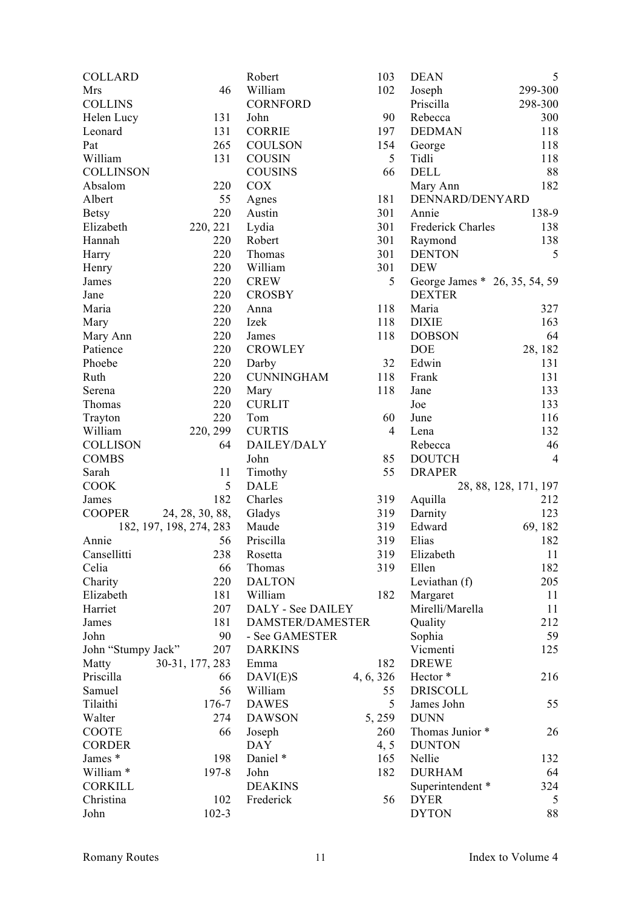COLLARD
Mrs 46
COLLINS
Helen Lucy 131
Leonard 131
Pat 265
William 131
COLLINSON
Absalom 220
Albert 55
Betsy 220
Elizabeth 220, 221
Hannah 220
Harry 220
Henry 220
James 220
Jane 220
Maria 220
Mary 220
Mary Ann 220
Patience 220
Phoebe 220
Ruth 220
Serena 220
Thomas 220
Trayton 220
William 220, 299
COLLISON 64
COMBS
Sarah 11
COOK 5
James 182
COOPER 24, 28, 30, 88, 182, 197, 198, 274, 283
Annie 56
Cansellitti 238
Celia 66
Charity 220
Elizabeth 181
Harriet 207
James 181
John 90
John "Stumpy Jack" 207
Matty 30-31, 177, 283
Priscilla 66
Samuel 56
Tilaithi 176-7
Walter 274
COOTE 66
CORDER
James * 198
William * 197-8
CORKILL
Christina 102
John 102-3
Robert 103
William 102
CORNFORD
John 90
CORRIE 197
COULSON 154
COUSIN 5
COUSINS 66
COX
Agnes 181
Austin 301
Lydia 301
Robert 301
Thomas 301
William 301
CREW 5
CROSBY
Anna 118
Izek 118
James 118
CROWLEY
Darby 32
CUNNINGHAM 118
Mary 118
CURLIT
Tom 60
CURTIS 4
DAILEY/DALY
John 85
Timothy 55
DALE
Charles 319
Gladys 319
Maude 319
Priscilla 319
Rosetta 319
Thomas 319
DALTON
William 182
DALY - See DAILEY
DAMSTER/DAMESTER - See GAMESTER
DARKINS
Emma 182
DAVI(E)S 4, 6, 326
William 55
DAWES 5
DAWSON 5, 259
Joseph 260
DAY 4, 5
Daniel * 165
John 182
DEAKINS
Frederick 56
DEAN 5
Joseph 299-300
Priscilla 298-300
Rebecca 300
DEDMAN 118
George 118
Tidli 118
DELL 88
Mary Ann 182
DENNARD/DENYARD
Annie 138-9
Frederick Charles 138
Raymond 138
DENTON 5
DEW
George James * 26, 35, 54, 59
DEXTER
Maria 327
DIXIE 163
DOBSON 64
DOE 28, 182
Edwin 131
Frank 131
Jane 133
Joe 133
June 116
Lena 132
Rebecca 46
DOUTCH 4
DRAPER 28, 88, 128, 171, 197
Aquilla 212
Darnity 123
Edward 69, 182
Elias 182
Elizabeth 11
Ellen 182
Leviathan (f) 205
Margaret 11
Mirelli/Marella 11
Quality 212
Sophia 59
Vicmenti 125
DREWE
Hector * 216
DRISCOLL
James John 55
DUNN
Thomas Junior * 26
DUNTON
Nellie 132
DURHAM 64
Superintendent * 324
DYER 5
DYTON 88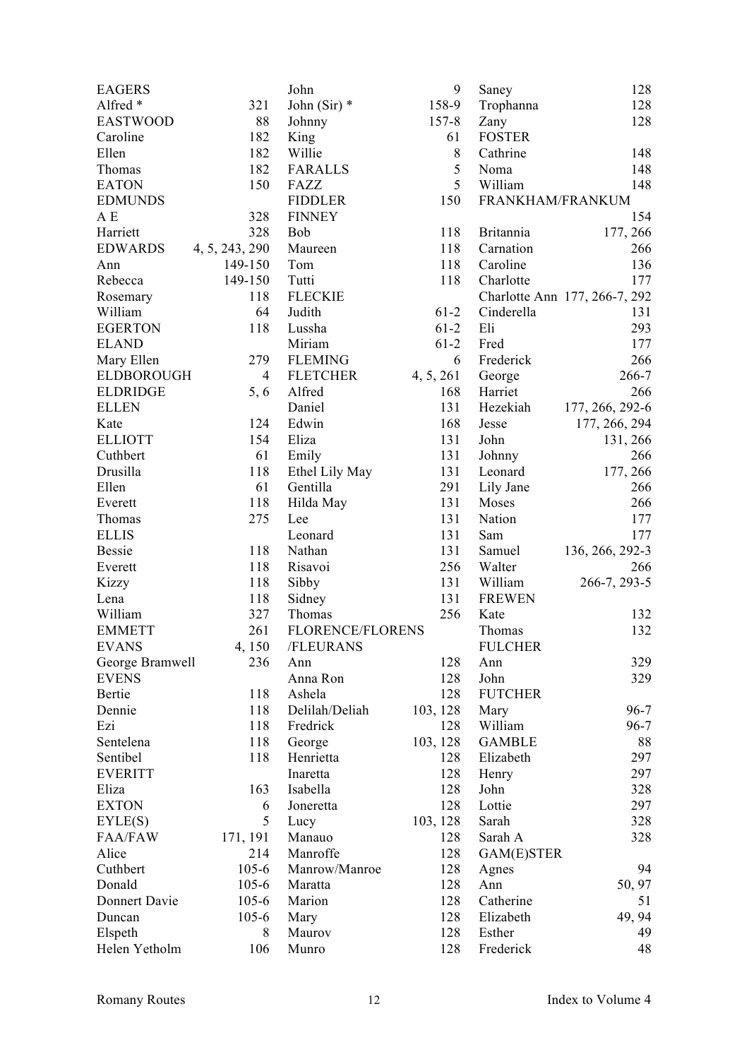| | |
|---|---|
| EAGERS | |
| Alfred * | 321 |
| EASTWOOD | 88 |
| Caroline | 182 |
| Ellen | 182 |
| Thomas | 182 |
| EATON | 150 |
| EDMUNDS | |
| A E | 328 |
| Harriett | 328 |
| EDWARDS | 4, 5, 243, 290 |
| Ann | 149-150 |
| Rebecca | 149-150 |
| Rosemary | 118 |
| William | 64 |
| EGERTON | 118 |
| ELAND | |
| Mary Ellen | 279 |
| ELDBOROUGH | 4 |
| ELDRIDGE | 5, 6 |
| ELLEN | |
| Kate | 124 |
| ELLIOTT | 154 |
| Cuthbert | 61 |
| Drusilla | 118 |
| Ellen | 61 |
| Everett | 118 |
| Thomas | 275 |
| ELLIS | |
| Bessie | 118 |
| Everett | 118 |
| Kizzy | 118 |
| Lena | 118 |
| William | 327 |
| EMMETT | 261 |
| EVANS | 4, 150 |
| George Bramwell | 236 |
| EVENS | |
| Bertie | 118 |
| Dennie | 118 |
| Ezi | 118 |
| Sentelena | 118 |
| Sentibel | 118 |
| EVERITT | |
| Eliza | 163 |
| EXTON | 6 |
| EYLE(S) | 5 |
| FAA/FAW | 171, 191 |
| Alice | 214 |
| Cuthbert | 105-6 |
| Donald | 105-6 |
| Donnert Davie | 105-6 |
| Duncan | 105-6 |
| Elspeth | 8 |
| Helen Yetholm | 106 |
| John | 9 |
| John (Sir) * | 158-9 |
| Johnny | 157-8 |
| King | 61 |
| Willie | 8 |
| FARALLS | 5 |
| FAZZ | 5 |
| FIDDLER | 150 |
| FINNEY | |
| Bob | 118 |
| Maureen | 118 |
| Tom | 118 |
| Tutti | 118 |
| FLECKIE | |
| Judith | 61-2 |
| Lussha | 61-2 |
| Miriam | 61-2 |
| FLEMING | 6 |
| FLETCHER | 4, 5, 261 |
| Alfred | 168 |
| Daniel | 131 |
| Edwin | 168 |
| Eliza | 131 |
| Emily | 131 |
| Ethel Lily May | 131 |
| Gentilla | 291 |
| Hilda May | 131 |
| Lee | 131 |
| Leonard | 131 |
| Nathan | 131 |
| Risavoi | 256 |
| Sibby | 131 |
| Sidney | 131 |
| Thomas | 256 |
| FLORENCE/FLORENS /FLEURANS | |
| Ann | 128 |
| Anna Ron | 128 |
| Ashela | 128 |
| Delilah/Deliah | 103, 128 |
| Fredrick | 128 |
| George | 103, 128 |
| Henrietta | 128 |
| Inaretta | 128 |
| Isabella | 128 |
| Joneretta | 128 |
| Lucy | 103, 128 |
| Manauo | 128 |
| Manroffe | 128 |
| Manrow/Manroe | 128 |
| Maratta | 128 |
| Marion | 128 |
| Mary | 128 |
| Maurov | 128 |
| Munro | 128 |
| Saney | 128 |
| Trophanna | 128 |
| Zany | 128 |
| FOSTER | |
| Cathrine | 148 |
| Noma | 148 |
| William | 148 |
| FRANKHAM/FRANKUM | 154 |
| Britannia | 177, 266 |
| Carnation | 266 |
| Caroline | 136 |
| Charlotte | 177 |
| Charlotte Ann | 177, 266-7, 292 |
| Cinderella | 131 |
| Eli | 293 |
| Fred | 177 |
| Frederick | 266 |
| George | 266-7 |
| Harriet | 266 |
| Hezekiah | 177, 266, 292-6 |
| Jesse | 177, 266, 294 |
| John | 131, 266 |
| Johnny | 266 |
| Leonard | 177, 266 |
| Lily Jane | 266 |
| Moses | 266 |
| Nation | 177 |
| Sam | 177 |
| Samuel | 136, 266, 292-3 |
| Walter | 266 |
| William | 266-7, 293-5 |
| FREWEN | |
| Kate | 132 |
| Thomas | 132 |
| FULCHER | |
| Ann | 329 |
| John | 329 |
| FUTCHER | |
| Mary | 96-7 |
| William | 96-7 |
| GAMBLE | 88 |
| Elizabeth | 297 |
| Henry | 297 |
| John | 328 |
| Lottie | 297 |
| Sarah | 328 |
| Sarah A | 328 |
| GAM(E)STER | |
| Agnes | 94 |
| Ann | 50, 97 |
| Catherine | 51 |
| Elizabeth | 49, 94 |
| Esther | 49 |
| Frederick | 48 |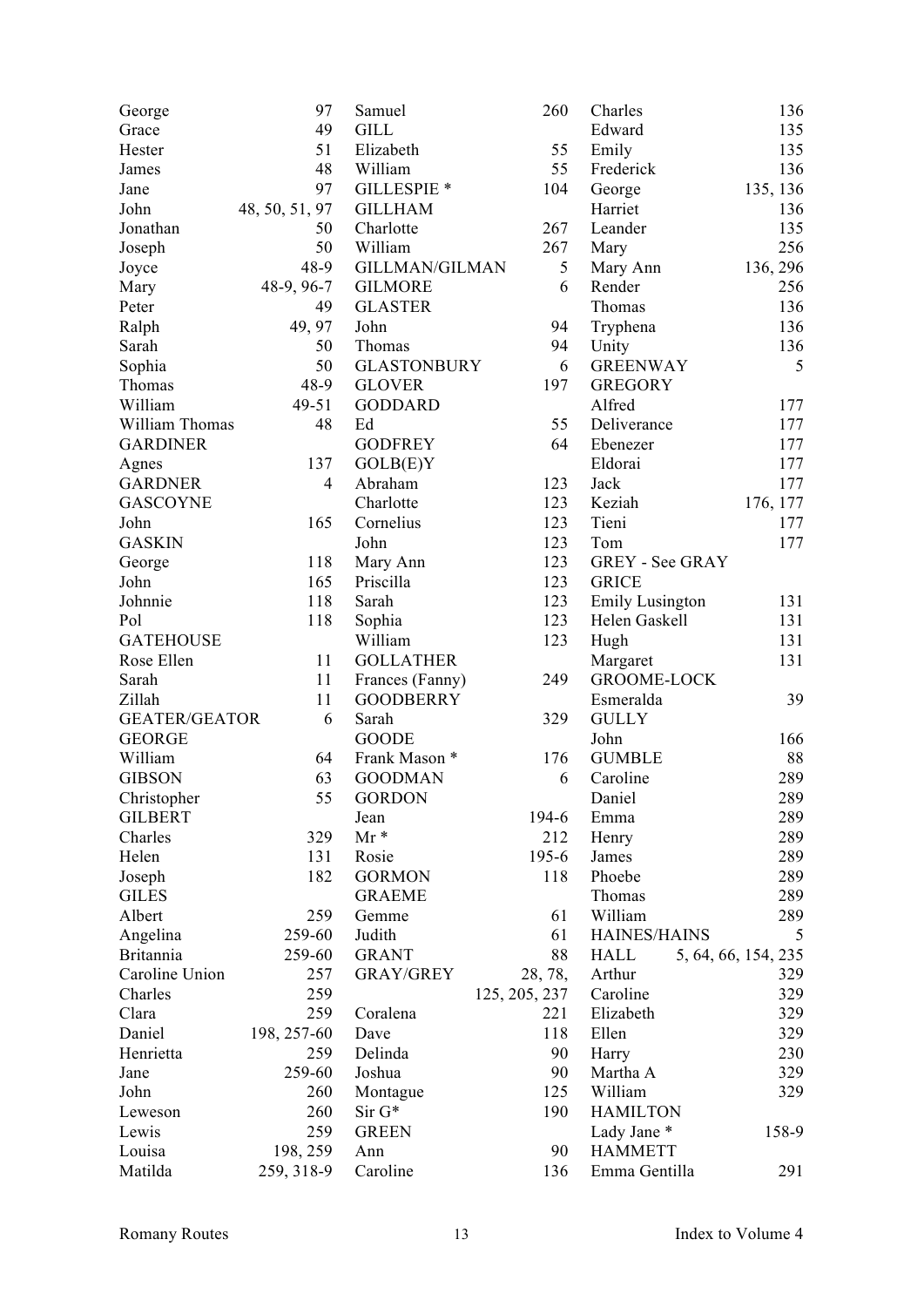| | |
|---|---|
| George | 97 |
| Grace | 49 |
| Hester | 51 |
| James | 48 |
| Jane | 97 |
| John | 48, 50, 51, 97 |
| Jonathan | 50 |
| Joseph | 50 |
| Joyce | 48-9 |
| Mary | 48-9, 96-7 |
| Peter | 49 |
| Ralph | 49, 97 |
| Sarah | 50 |
| Sophia | 50 |
| Thomas | 48-9 |
| William | 49-51 |
| William Thomas | 48 |
| GARDINER | |
| Agnes | 137 |
| GARDNER | 4 |
| GASCOYNE | |
| John | 165 |
| GASKIN | |
| George | 118 |
| John | 165 |
| Johnnie | 118 |
| Pol | 118 |
| GATEHOUSE | |
| Rose Ellen | 11 |
| Sarah | 11 |
| Zillah | 11 |
| GEATER/GEATOR | 6 |
| GEORGE | |
| William | 64 |
| GIBSON | 63 |
| Christopher | 55 |
| GILBERT | |
| Charles | 329 |
| Helen | 131 |
| Joseph | 182 |
| GILES | |
| Albert | 259 |
| Angelina | 259-60 |
| Britannia | 259-60 |
| Caroline Union | 257 |
| Charles | 259 |
| Clara | 259 |
| Daniel | 198, 257-60 |
| Henrietta | 259 |
| Jane | 259-60 |
| John | 260 |
| Leweson | 260 |
| Lewis | 259 |
| Louisa | 198, 259 |
| Matilda | 259, 318-9 |
| Samuel | 260 |
| GILL | |
| Elizabeth | 55 |
| William | 55 |
| GILLESPIE * | 104 |
| GILLHAM | |
| Charlotte | 267 |
| William | 267 |
| GILLMAN/GILMAN | 5 |
| GILMORE | 6 |
| GLASTER | |
| John | 94 |
| Thomas | 94 |
| GLASTONBURY | 6 |
| GLOVER | 197 |
| GODDARD | |
| Ed | 55 |
| GODFREY | 64 |
| GOLB(E)Y | |
| Abraham | 123 |
| Charlotte | 123 |
| Cornelius | 123 |
| John | 123 |
| Mary Ann | 123 |
| Priscilla | 123 |
| Sarah | 123 |
| Sophia | 123 |
| William | 123 |
| GOLLATHER | |
| Frances (Fanny) | 249 |
| GOODBERRY | |
| Sarah | 329 |
| GOODE | |
| Frank Mason * | 176 |
| GOODMAN | 6 |
| GORDON | |
| Jean | 194-6 |
| Mr * | 212 |
| Rosie | 195-6 |
| GORMON | 118 |
| GRAEME | |
| Gemme | 61 |
| Judith | 61 |
| GRANT | 88 |
| GRAY/GREY | 28, 78, 125, 205, 237 |
| Coralena | 221 |
| Dave | 118 |
| Delinda | 90 |
| Joshua | 90 |
| Montague | 125 |
| Sir G* | 190 |
| GREEN | |
| Ann | 90 |
| Caroline | 136 |
| Charles | 136 |
| Edward | 135 |
| Emily | 135 |
| Frederick | 136 |
| George | 135, 136 |
| Harriet | 136 |
| Leander | 135 |
| Mary | 256 |
| Mary Ann | 136, 296 |
| Render | 256 |
| Thomas | 136 |
| Tryphena | 136 |
| Unity | 136 |
| GREENWAY | 5 |
| GREGORY | |
| Alfred | 177 |
| Deliverance | 177 |
| Ebenezer | 177 |
| Eldorai | 177 |
| Jack | 177 |
| Keziah | 176, 177 |
| Tieni | 177 |
| Tom | 177 |
| GREY - See GRAY | |
| GRICE | |
| Emily Lusington | 131 |
| Helen Gaskell | 131 |
| Hugh | 131 |
| Margaret | 131 |
| GROOME-LOCK | |
| Esmeralda | 39 |
| GULLY | |
| John | 166 |
| GUMBLE | 88 |
| Caroline | 289 |
| Daniel | 289 |
| Emma | 289 |
| Henry | 289 |
| James | 289 |
| Phoebe | 289 |
| Thomas | 289 |
| William | 289 |
| HAINES/HAINS | 5 |
| HALL | 5, 64, 66, 154, 235 |
| Arthur | 329 |
| Caroline | 329 |
| Elizabeth | 329 |
| Ellen | 329 |
| Harry | 230 |
| Martha A | 329 |
| William | 329 |
| HAMILTON | |
| Lady Jane * | 158-9 |
| HAMMETT | |
| Emma Gentilla | 291 |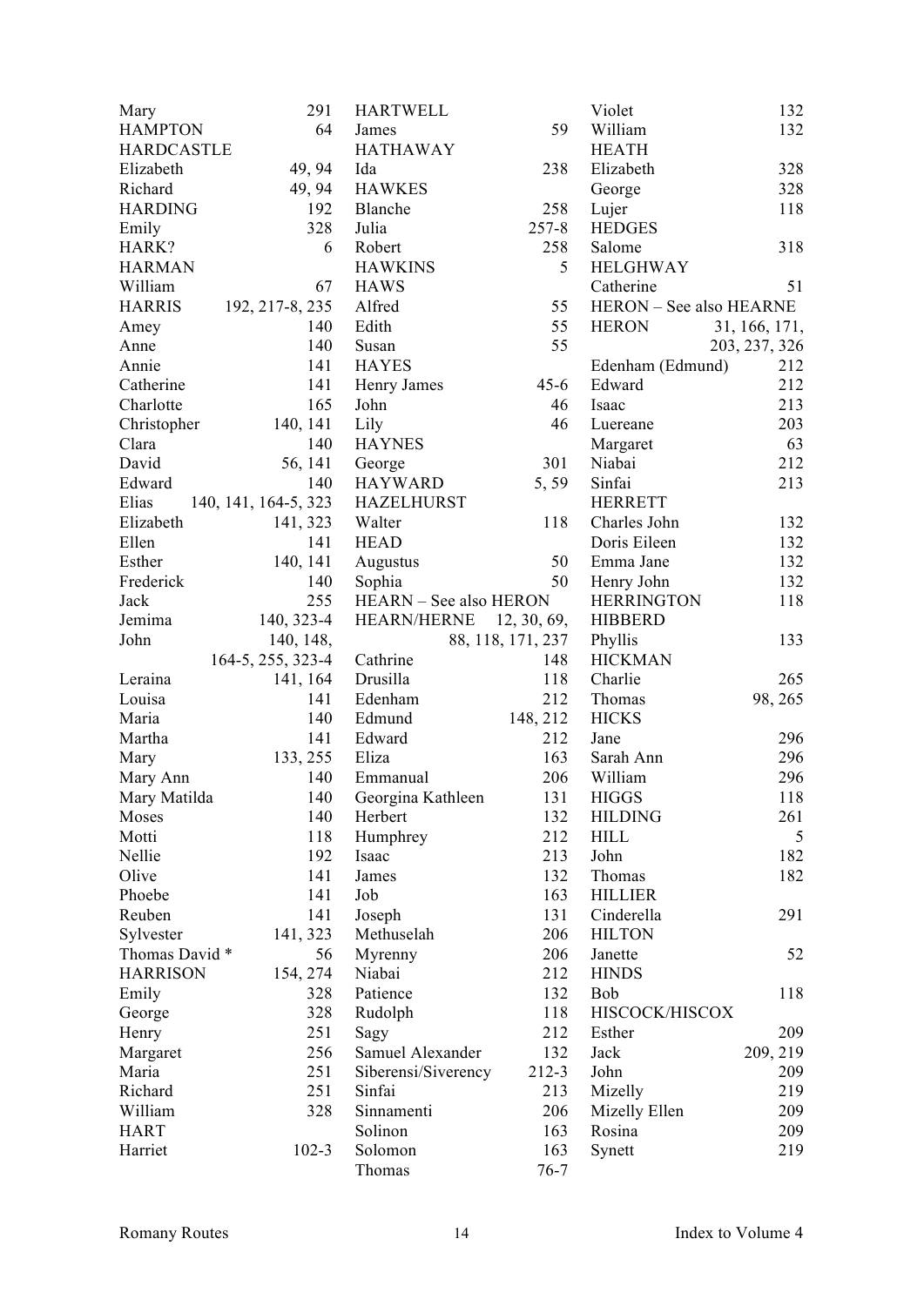Mary 291
HAMPTON 64
HARDCASTLE
Elizabeth 49, 94
Richard 49, 94
HARDING 192
Emily 328
HARK? 6
HARMAN
William 67
HARRIS 192, 217-8, 235
Amey 140
Anne 140
Annie 141
Catherine 141
Charlotte 165
Christopher 140, 141
Clara 140
David 56, 141
Edward 140
Elias 140, 141, 164-5, 323
Elizabeth 141, 323
Ellen 141
Esther 140, 141
Frederick 140
Jack 255
Jemima 140, 323-4
John 140, 148, 164-5, 255, 323-4
Leraina 141, 164
Louisa 141
Maria 140
Martha 141
Mary 133, 255
Mary Ann 140
Mary Matilda 140
Moses 140
Motti 118
Nellie 192
Olive 141
Phoebe 141
Reuben 141
Sylvester 141, 323
Thomas David * 56
HARRISON 154, 274
Emily 328
George 328
Henry 251
Margaret 256
Maria 251
Richard 251
William 328
HART
Harriet 102-3

HARTWELL
James 59
HATHAWAY
Ida 238
HAWKES
Blanche 258
Julia 257-8
Robert 258
HAWKINS 5
HAWS
Alfred 55
Edith 55
Susan 55
HAYES
Henry James 45-6
John 46
Lily 46
HAYNES
George 301
HAYWARD 5, 59
HAZELHURST
Walter 118
HEAD
Augustus 50
Sophia 50
HEARN – See also HERON
HEARN/HERNE 12, 30, 69, 88, 118, 171, 237
Cathrine 148
Drusilla 118
Edenham 212
Edmund 148, 212
Edward 212
Eliza 163
Emmanual 206
Georgina Kathleen 131
Herbert 132
Humphrey 212
Isaac 213
James 132
Job 163
Joseph 131
Methuselah 206
Myrenny 206
Niabai 212
Patience 132
Rudolph 118
Sagy 212
Samuel Alexander 132
Siberensi/Siverency 212-3
Sinfai 213
Sinnamenti 206
Solinon 163
Solomon 163
Thomas 76-7

Violet 132
William 132
HEATH
Elizabeth 328
George 328
Lujer 118
HEDGES
Salome 318
HELGHWAY
Catherine 51
HERON – See also HEARNE
HERON 31, 166, 171, 203, 237, 326
Edenham (Edmund) 212
Edward 212
Isaac 213
Luereane 203
Margaret 63
Niabai 212
Sinfai 213
HERRETT
Charles John 132
Doris Eileen 132
Emma Jane 132
Henry John 132
HERRINGTON 118
HIBBERD
Phyllis 133
HICKMAN
Charlie 265
Thomas 98, 265
HICKS
Jane 296
Sarah Ann 296
William 296
HIGGS 118
HILDING 261
HILL 5
John 182
Thomas 182
HILLIER
Cinderella 291
HILTON
Janette 52
HINDS
Bob 118
HISCOCK/HISCOX
Esther 209
Jack 209, 219
John 209
Mizelly 219
Mizelly Ellen 209
Rosina 209
Synett 219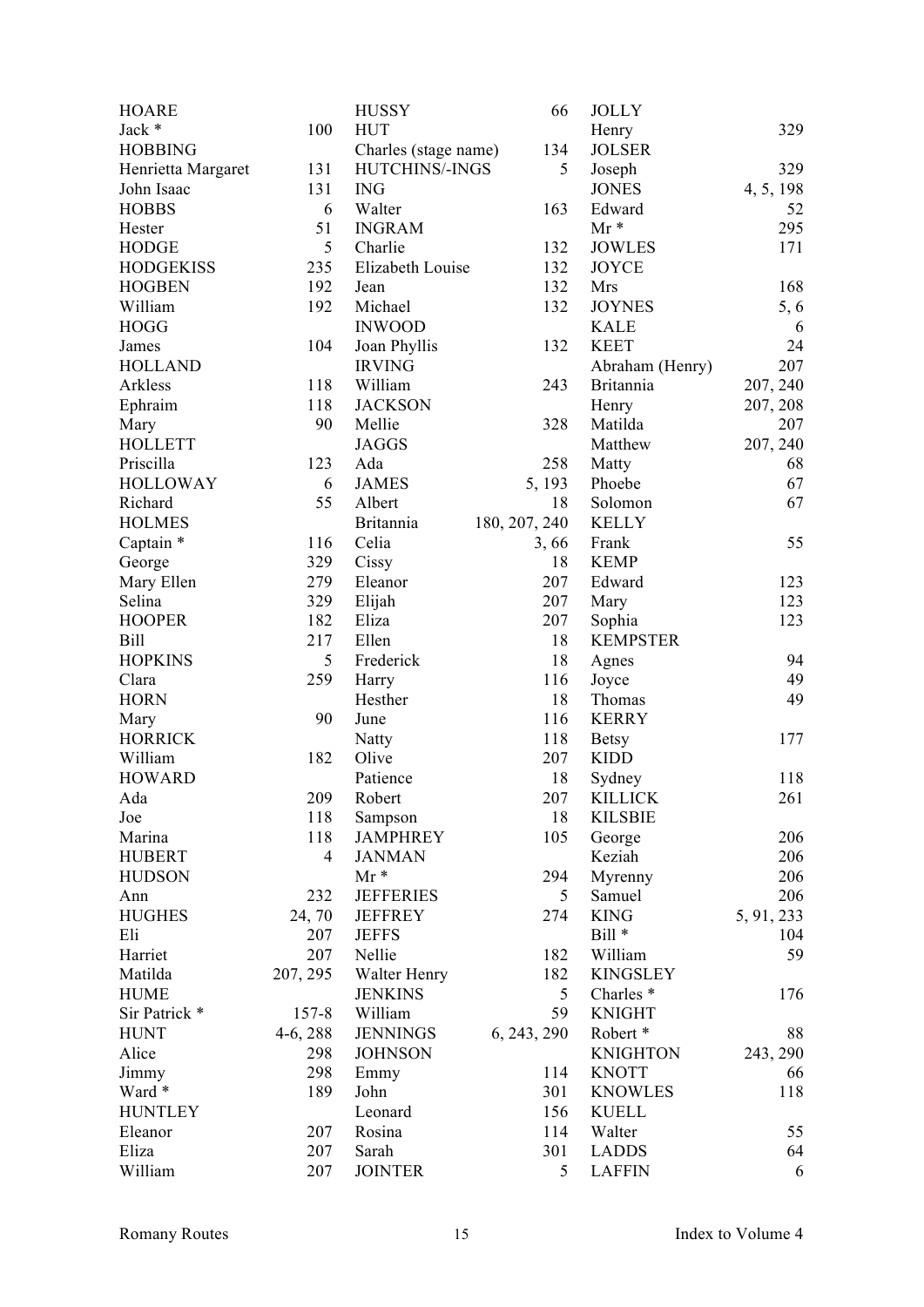| | |
|---|---|
| HOARE | |
| Jack * | 100 |
| HOBBING | |
| Henrietta Margaret | 131 |
| John Isaac | 131 |
| HOBBS | 6 |
| Hester | 51 |
| HODGE | 5 |
| HODGEKISS | 235 |
| HOGBEN | 192 |
| William | 192 |
| HOGG | |
| James | 104 |
| HOLLAND | |
| Arkless | 118 |
| Ephraim | 118 |
| Mary | 90 |
| HOLLETT | |
| Priscilla | 123 |
| HOLLOWAY | 6 |
| Richard | 55 |
| HOLMES | |
| Captain * | 116 |
| George | 329 |
| Mary Ellen | 279 |
| Selina | 329 |
| HOOPER | 182 |
| Bill | 217 |
| HOPKINS | 5 |
| Clara | 259 |
| HORN | |
| Mary | 90 |
| HORRICK | |
| William | 182 |
| HOWARD | |
| Ada | 209 |
| Joe | 118 |
| Marina | 118 |
| HUBERT | 4 |
| HUDSON | |
| Ann | 232 |
| HUGHES | 24, 70 |
| Eli | 207 |
| Harriet | 207 |
| Matilda | 207, 295 |
| HUME | |
| Sir Patrick * | 157-8 |
| HUNT | 4-6, 288 |
| Alice | 298 |
| Jimmy | 298 |
| Ward * | 189 |
| HUNTLEY | |
| Eleanor | 207 |
| Eliza | 207 |
| William | 207 |
| HUSSY | 66 |
| HUT | |
| Charles (stage name) | 134 |
| HUTCHINS/-INGS | 5 |
| ING | |
| Walter | 163 |
| INGRAM | |
| Charlie | 132 |
| Elizabeth Louise | 132 |
| Jean | 132 |
| Michael | 132 |
| INWOOD | |
| Joan Phyllis | 132 |
| IRVING | |
| William | 243 |
| JACKSON | |
| Mellie | 328 |
| JAGGS | |
| Ada | 258 |
| JAMES | 5, 193 |
| Albert | 18 |
| Britannia | 180, 207, 240 |
| Celia | 3, 66 |
| Cissy | 18 |
| Eleanor | 207 |
| Elijah | 207 |
| Eliza | 207 |
| Ellen | 18 |
| Frederick | 18 |
| Harry | 116 |
| Hesther | 18 |
| June | 116 |
| Natty | 118 |
| Olive | 207 |
| Patience | 18 |
| Robert | 207 |
| Sampson | 18 |
| JAMPHREY | 105 |
| JANMAN | |
| Mr * | 294 |
| JEFFERIES | 5 |
| JEFFREY | 274 |
| JEFFS | |
| Nellie | 182 |
| Walter Henry | 182 |
| JENKINS | 5 |
| William | 59 |
| JENNINGS | 6, 243, 290 |
| JOHNSON | |
| Emmy | 114 |
| John | 301 |
| Leonard | 156 |
| Rosina | 114 |
| Sarah | 301 |
| JOINTER | 5 |
| JOLLY | |
| Henry | 329 |
| JOLSER | |
| Joseph | 329 |
| JONES | 4, 5, 198 |
| Edward | 52 |
| Mr * | 295 |
| JOWLES | 171 |
| JOYCE | |
| Mrs | 168 |
| JOYNES | 5, 6 |
| KALE | 6 |
| KEET | 24 |
| Abraham (Henry) | 207 |
| Britannia | 207, 240 |
| Henry | 207, 208 |
| Matilda | 207 |
| Matthew | 207, 240 |
| Matty | 68 |
| Phoebe | 67 |
| Solomon | 67 |
| KELLY | |
| Frank | 55 |
| KEMP | |
| Edward | 123 |
| Mary | 123 |
| Sophia | 123 |
| KEMPSTER | |
| Agnes | 94 |
| Joyce | 49 |
| Thomas | 49 |
| KERRY | |
| Betsy | 177 |
| KIDD | |
| Sydney | 118 |
| KILLICK | 261 |
| KILSBIE | |
| George | 206 |
| Keziah | 206 |
| Myrenny | 206 |
| Samuel | 206 |
| KING | 5, 91, 233 |
| Bill * | 104 |
| William | 59 |
| KINGSLEY | |
| Charles * | 176 |
| KNIGHT | |
| Robert * | 88 |
| KNIGHTON | 243, 290 |
| KNOTT | 66 |
| KNOWLES | 118 |
| KUELL | |
| Walter | 55 |
| LADDS | 64 |
| LAFFIN | 6 |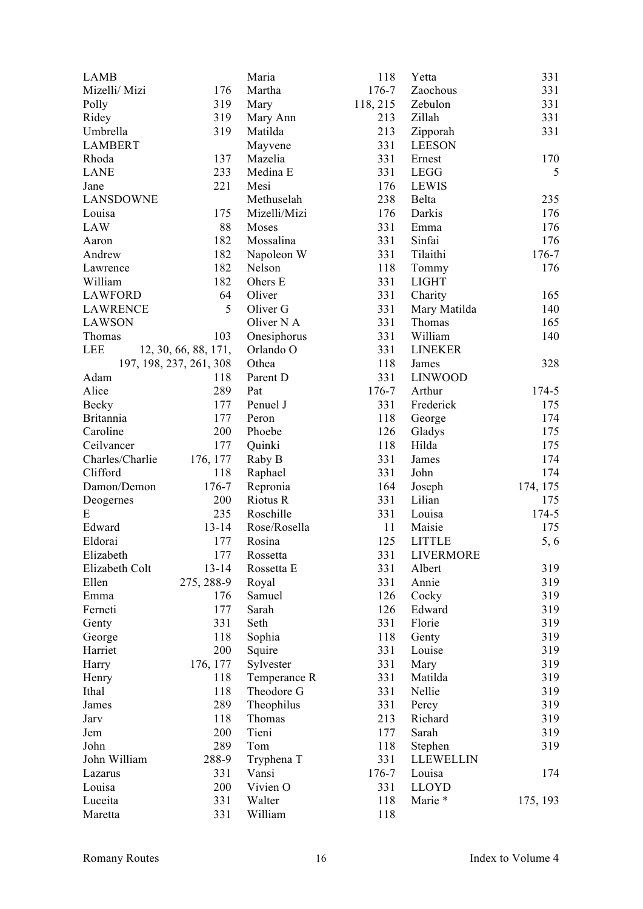LAMB
Mizelli/ Mizi 176
Polly 319
Ridey 319
Umbrella 319
LAMBERT
Rhoda 137
LANE 233
Jane 221
LANSDOWNE
Louisa 175
LAW 88
Aaron 182
Andrew 182
Lawrence 182
William 182
LAWFORD 64
LAWRENCE 5
LAWSON
Thomas 103
LEE 12, 30, 66, 88, 171, 197, 198, 237, 261, 308
Adam 118
Alice 289
Becky 177
Britannia 177
Caroline 200
Ceilvancer 177
Charles/Charlie 176, 177
Clifford 118
Damon/Demon 176-7
Deogernes 200
E 235
Edward 13-14
Eldorai 177
Elizabeth 177
Elizabeth Colt 13-14
Ellen 275, 288-9
Emma 176
Ferneti 177
Genty 331
George 118
Harriet 200
Harry 176, 177
Henry 118
Ithal 118
James 289
Jarv 118
Jem 200
John 289
John William 288-9
Lazarus 331
Louisa 200
Luceita 331
Maretta 331
Maria 118
Martha 176-7
Mary 118, 215
Mary Ann 213
Matilda 213
Mayvene 331
Mazelia 331
Medina E 331
Mesi 176
Methuselah 238
Mizelli/Mizi 176
Moses 331
Mossalina 331
Napoleon W 331
Nelson 118
Ohers E 331
Oliver 331
Oliver G 331
Oliver N A 331
Onesiphorus 331
Orlando O 331
Othea 118
Parent D 331
Pat 176-7
Penuel J 331
Peron 118
Phoebe 126
Quinki 118
Raby B 331
Raphael 331
Repronia 164
Riotus R 331
Roschille 331
Rose/Rosella 11
Rosina 125
Rossetta 331
Rossetta E 331
Royal 331
Samuel 126
Sarah 126
Seth 331
Sophia 118
Squire 331
Sylvester 331
Temperance R 331
Theodore G 331
Theophilus 331
Thomas 213
Tieni 177
Tom 118
Tryphena T 331
Vansi 176-7
Vivien O 331
Walter 118
William 118
Yetta 331
Zaochous 331
Zebulon 331
Zillah 331
Zipporah 331
LEESON
Ernest 170
LEGG 5
LEWIS
Belta 235
Darkis 176
Emma 176
Sinfai 176
Tilaithi 176-7
Tommy 176
LIGHT
Charity 165
Mary Matilda 140
Thomas 165
William 140
LINEKER
James 328
LINWOOD
Arthur 174-5
Frederick 175
George 174
Gladys 175
Hilda 175
James 174
John 174
Joseph 174, 175
Lilian 175
Louisa 174-5
Maisie 175
LITTLE 5, 6
LIVERMORE
Albert 319
Annie 319
Cocky 319
Edward 319
Florie 319
Genty 319
Louise 319
Mary 319
Matilda 319
Nellie 319
Percy 319
Richard 319
Sarah 319
Stephen 319
LLEWELLIN
Louisa 174
LLOYD
Marie * 175, 193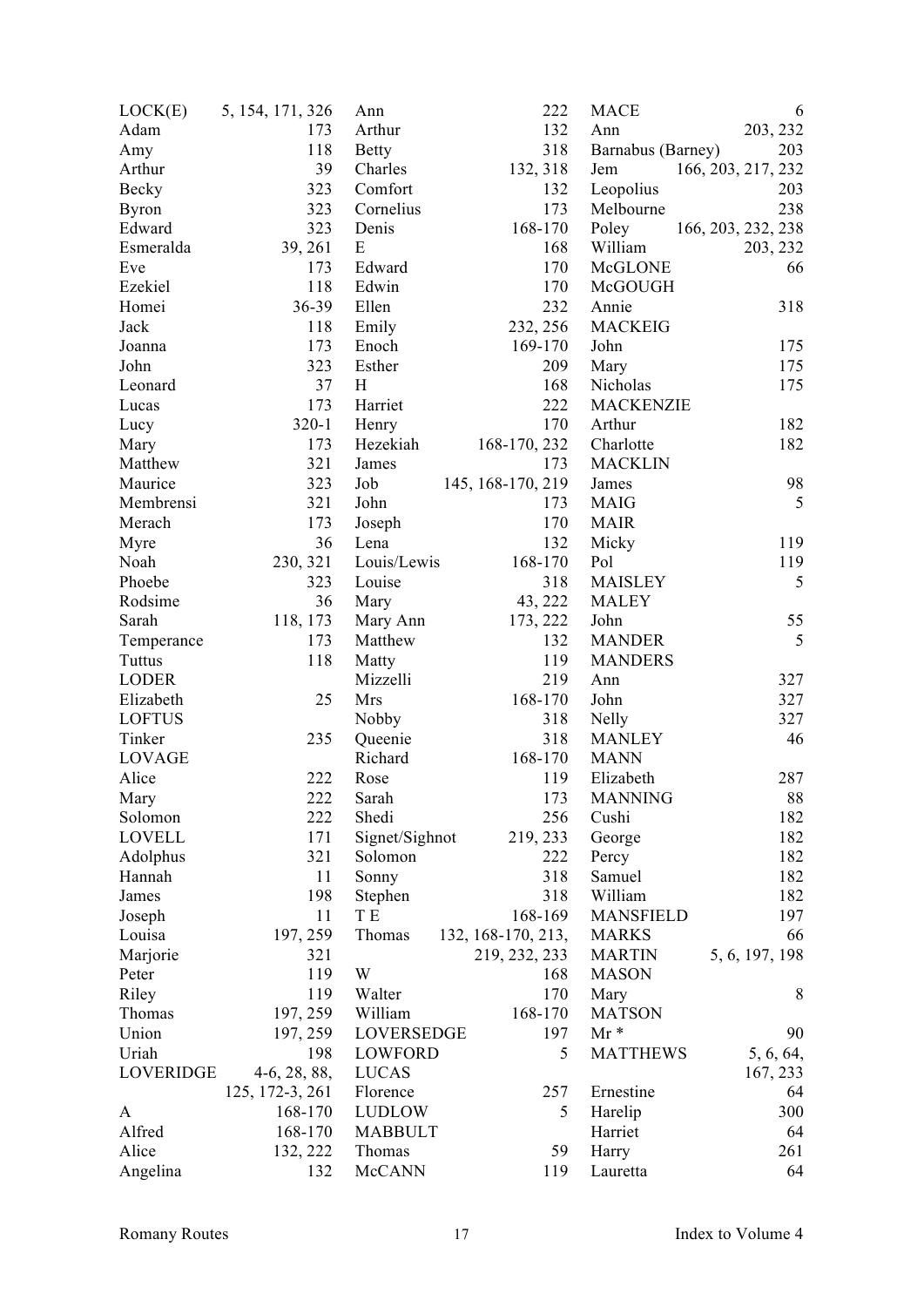LOCK(E) 5, 154, 171, 326
Adam 173
Amy 118
Arthur 39
Becky 323
Byron 323
Edward 323
Esmeralda 39, 261
Eve 173
Ezekiel 118
Homei 36-39
Jack 118
Joanna 173
John 323
Leonard 37
Lucas 173
Lucy 320-1
Mary 173
Matthew 321
Maurice 323
Membrensi 321
Merach 173
Myre 36
Noah 230, 321
Phoebe 323
Rodsime 36
Sarah 118, 173
Temperance 173
Tuttus 118
LODER
Elizabeth 25
LOFTUS
Tinker 235
LOVAGE
Alice 222
Mary 222
Solomon 222
LOVELL 171
Adolphus 321
Hannah 11
James 198
Joseph 11
Louisa 197, 259
Marjorie 321
Peter 119
Riley 119
Thomas 197, 259
Union 197, 259
Uriah 198
LOVERIDGE 4-6, 28, 88, 125, 172-3, 261
A 168-170
Alfred 168-170
Alice 132, 222
Angelina 132
Ann 222
Arthur 132
Betty 318
Charles 132, 318
Comfort 132
Cornelius 173
Denis 168-170
E 168
Edward 170
Edwin 170
Ellen 232
Emily 232, 256
Enoch 169-170
Esther 209
H 168
Harriet 222
Henry 170
Hezekiah 168-170, 232
James 173
Job 145, 168-170, 219
John 173
Joseph 170
Lena 132
Louis/Lewis 168-170
Louise 318
Mary 43, 222
Mary Ann 173, 222
Matthew 132
Matty 119
Mizzelli 219
Mrs 168-170
Nobby 318
Queenie 318
Richard 168-170
Rose 119
Sarah 173
Shedi 256
Signet/Sighnot 219, 233
Solomon 222
Sonny 318
Stephen 318
T E 168-169
Thomas 132, 168-170, 213, 219, 232, 233
W 168
Walter 170
William 168-170
LOVERSEDGE 197
LOWFORD 5
LUCAS
Florence 257
LUDLOW 5
MABBULT
Thomas 59
McCANN 119
MACE 6
Ann 203, 232
Barnabus (Barney) 203
Jem 166, 203, 217, 232
Leopolius 203
Melbourne 238
Poley 166, 203, 232, 238
William 203, 232
McGLONE 66
McGOUGH
Annie 318
MACKEIG
John 175
Mary 175
Nicholas 175
MACKENZIE
Arthur 182
Charlotte 182
MACKLIN
James 98
MAIG 5
MAIR
Micky 119
Pol 119
MAISLEY 5
MALEY
John 55
MANDER 5
MANDERS
Ann 327
John 327
Nelly 327
MANLEY 46
MANN
Elizabeth 287
MANNING 88
Cushi 182
George 182
Percy 182
Samuel 182
William 182
MANSFIELD 197
MARKS 66
MARTIN 5, 6, 197, 198
MASON
Mary 8
MATSON
Mr * 90
MATTHEWS 5, 6, 64, 167, 233
Ernestine 64
Harelip 300
Harriet 64
Harry 261
Lauretta 64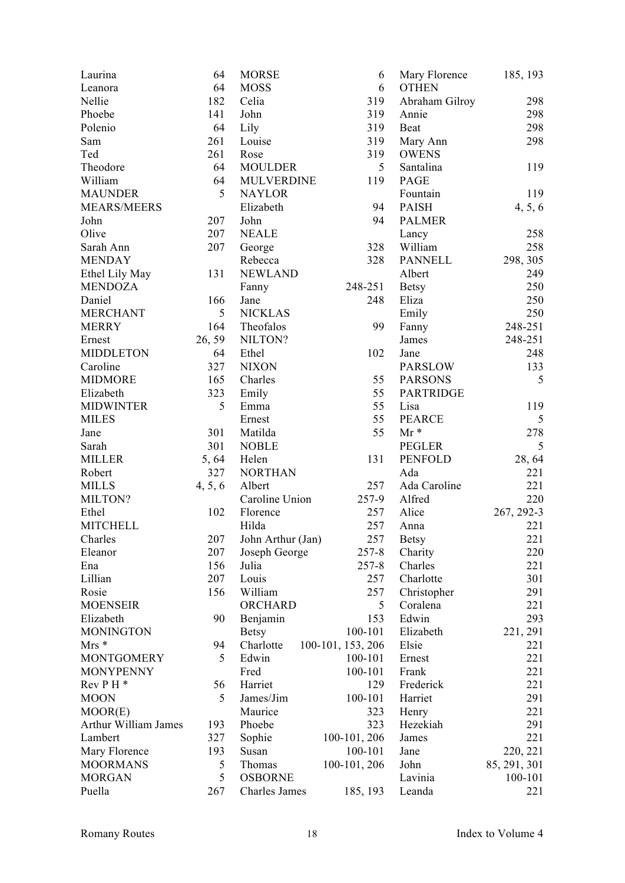| Name | Pages |
|---|---|
| Laurina | 64 |
| Leanora | 64 |
| Nellie | 182 |
| Phoebe | 141 |
| Polenio | 64 |
| Sam | 261 |
| Ted | 261 |
| Theodore | 64 |
| William | 64 |
| MAUNDER | 5 |
| MEARS/MEERS | |
| John | 207 |
| Olive | 207 |
| Sarah Ann | 207 |
| MENDAY | |
| Ethel Lily May | 131 |
| MENDOZA | |
| Daniel | 166 |
| MERCHANT | 5 |
| MERRY | 164 |
| Ernest | 26, 59 |
| MIDDLETON | 64 |
| Caroline | 327 |
| MIDMORE | 165 |
| Elizabeth | 323 |
| MIDWINTER | 5 |
| MILES | |
| Jane | 301 |
| Sarah | 301 |
| MILLER | 5, 64 |
| Robert | 327 |
| MILLS | 4, 5, 6 |
| MILTON? | |
| Ethel | 102 |
| MITCHELL | |
| Charles | 207 |
| Eleanor | 207 |
| Ena | 156 |
| Lillian | 207 |
| Rosie | 156 |
| MOENSEIR | |
| Elizabeth | 90 |
| MONINGTON | |
| Mrs * | 94 |
| MONTGOMERY | 5 |
| MONYPENNY | |
| Rev P H * | 56 |
| MOON | 5 |
| MOOR(E) | |
| Arthur William James | 193 |
| Lambert | 327 |
| Mary Florence | 193 |
| MOORMANS | 5 |
| MORGAN | 5 |
| Puella | 267 |
| MORSE | 6 |
| MOSS | 6 |
| Celia | 319 |
| John | 319 |
| Lily | 319 |
| Louise | 319 |
| Rose | 319 |
| MOULDER | 5 |
| MULVERDINE | 119 |
| NAYLOR | |
| Elizabeth | 94 |
| John | 94 |
| NEALE | |
| George | 328 |
| Rebecca | 328 |
| NEWLAND | |
| Fanny | 248-251 |
| Jane | 248 |
| NICKLAS | |
| Theofalos | 99 |
| NILTON? | |
| Ethel | 102 |
| NIXON | |
| Charles | 55 |
| Emily | 55 |
| Emma | 55 |
| Ernest | 55 |
| Matilda | 55 |
| NOBLE | |
| Helen | 131 |
| NORTHAN | |
| Albert | 257 |
| Caroline Union | 257-9 |
| Florence | 257 |
| Hilda | 257 |
| John Arthur (Jan) | 257 |
| Joseph George | 257-8 |
| Julia | 257-8 |
| Louis | 257 |
| William | 257 |
| ORCHARD | 5 |
| Benjamin | 153 |
| Betsy | 100-101 |
| Charlotte | 100-101, 153, 206 |
| Edwin | 100-101 |
| Fred | 100-101 |
| Harriet | 129 |
| James/Jim | 100-101 |
| Maurice | 323 |
| Phoebe | 323 |
| Sophie | 100-101, 206 |
| Susan | 100-101 |
| Thomas | 100-101, 206 |
| OSBORNE | |
| Charles James | 185, 193 |
| Mary Florence | 185, 193 |
| OTHEN | |
| Abraham Gilroy | 298 |
| Annie | 298 |
| Beat | 298 |
| Mary Ann | 298 |
| OWENS | |
| Santalina | 119 |
| PAGE | |
| Fountain | 119 |
| PAISH | 4, 5, 6 |
| PALMER | |
| Lancy | 258 |
| William | 258 |
| PANNELL | 298, 305 |
| Albert | 249 |
| Betsy | 250 |
| Eliza | 250 |
| Emily | 250 |
| Fanny | 248-251 |
| James | 248-251 |
| Jane | 248 |
| PARSLOW | 133 |
| PARSONS | 5 |
| PARTRIDGE | |
| Lisa | 119 |
| PEARCE | 5 |
| Mr * | 278 |
| PEGLER | 5 |
| PENFOLD | 28, 64 |
| Ada | 221 |
| Ada Caroline | 221 |
| Alfred | 220 |
| Alice | 267, 292-3 |
| Anna | 221 |
| Betsy | 221 |
| Charity | 220 |
| Charles | 221 |
| Charlotte | 301 |
| Christopher | 291 |
| Coralena | 221 |
| Edwin | 293 |
| Elizabeth | 221, 291 |
| Elsie | 221 |
| Ernest | 221 |
| Frank | 221 |
| Frederick | 221 |
| Harriet | 291 |
| Henry | 221 |
| Hezekiah | 291 |
| James | 221 |
| Jane | 220, 221 |
| John | 85, 291, 301 |
| Lavinia | 100-101 |
| Leanda | 221 |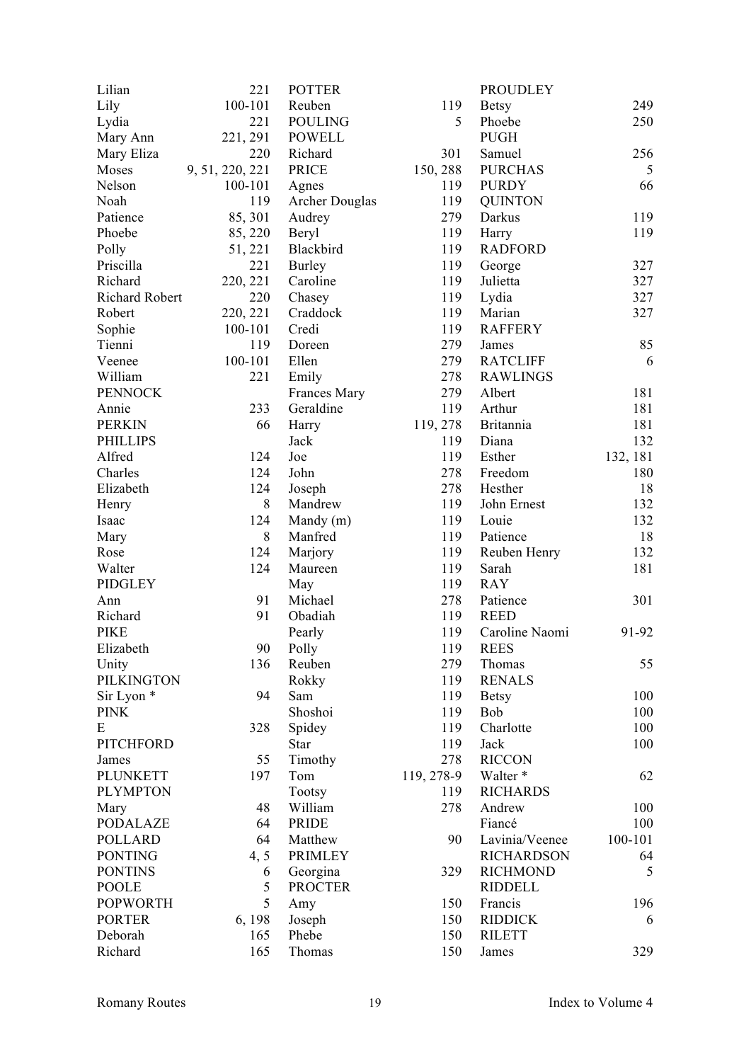| | |
|---|---|
| Lilian | 221 |
| Lily | 100-101 |
| Lydia | 221 |
| Mary Ann | 221, 291 |
| Mary Eliza | 220 |
| Moses | 9, 51, 220, 221 |
| Nelson | 100-101 |
| Noah | 119 |
| Patience | 85, 301 |
| Phoebe | 85, 220 |
| Polly | 51, 221 |
| Priscilla | 221 |
| Richard | 220, 221 |
| Richard Robert | 220 |
| Robert | 220, 221 |
| Sophie | 100-101 |
| Tienni | 119 |
| Veenee | 100-101 |
| William | 221 |
| PENNOCK | |
| Annie | 233 |
| PERKIN | 66 |
| PHILLIPS | |
| Alfred | 124 |
| Charles | 124 |
| Elizabeth | 124 |
| Henry | 8 |
| Isaac | 124 |
| Mary | 8 |
| Rose | 124 |
| Walter | 124 |
| PIDGLEY | |
| Ann | 91 |
| Richard | 91 |
| PIKE | |
| Elizabeth | 90 |
| Unity | 136 |
| PILKINGTON | |
| Sir Lyon * | 94 |
| PINK | |
| E | 328 |
| PITCHFORD | |
| James | 55 |
| PLUNKETT | 197 |
| PLYMPTON | |
| Mary | 48 |
| PODALAZE | 64 |
| POLLARD | 64 |
| PONTING | 4, 5 |
| PONTINS | 6 |
| POOLE | 5 |
| POPWORTH | 5 |
| PORTER | 6, 198 |
| Deborah | 165 |
| Richard | 165 |
| POTTER | |
| Reuben | 119 |
| POULING | 5 |
| POWELL | |
| Richard | 301 |
| PRICE | 150, 288 |
| Agnes | 119 |
| Archer Douglas | 119 |
| Audrey | 279 |
| Beryl | 119 |
| Blackbird | 119 |
| Burley | 119 |
| Caroline | 119 |
| Chasey | 119 |
| Craddock | 119 |
| Credi | 119 |
| Doreen | 279 |
| Ellen | 279 |
| Emily | 278 |
| Frances Mary | 279 |
| Geraldine | 119 |
| Harry | 119, 278 |
| Jack | 119 |
| Joe | 119 |
| John | 278 |
| Joseph | 278 |
| Mandrew | 119 |
| Mandy (m) | 119 |
| Manfred | 119 |
| Marjory | 119 |
| Maureen | 119 |
| May | 119 |
| Michael | 278 |
| Obadiah | 119 |
| Pearly | 119 |
| Polly | 119 |
| Reuben | 279 |
| Rokky | 119 |
| Sam | 119 |
| Shoshoi | 119 |
| Spidey | 119 |
| Star | 119 |
| Timothy | 278 |
| Tom | 119, 278-9 |
| Tootsy | 119 |
| William | 278 |
| PRIDE | |
| Matthew | 90 |
| PRIMLEY | |
| Georgina | 329 |
| PROCTER | |
| Amy | 150 |
| Joseph | 150 |
| Phebe | 150 |
| Thomas | 150 |
| PROUDLEY | |
| Betsy | 249 |
| Phoebe | 250 |
| PUGH | |
| Samuel | 256 |
| PURCHAS | 5 |
| PURDY | 66 |
| QUINTON | |
| Darkus | 119 |
| Harry | 119 |
| RADFORD | |
| George | 327 |
| Julietta | 327 |
| Lydia | 327 |
| Marian | 327 |
| RAFFERY | |
| James | 85 |
| RATCLIFF | 6 |
| RAWLINGS | |
| Albert | 181 |
| Arthur | 181 |
| Britannia | 181 |
| Diana | 132 |
| Esther | 132, 181 |
| Freedom | 180 |
| Hesther | 18 |
| John Ernest | 132 |
| Louie | 132 |
| Patience | 18 |
| Reuben Henry | 132 |
| Sarah | 181 |
| RAY | |
| Patience | 301 |
| REED | |
| Caroline Naomi | 91-92 |
| REES | |
| Thomas | 55 |
| RENALS | |
| Betsy | 100 |
| Bob | 100 |
| Charlotte | 100 |
| Jack | 100 |
| RICCON | |
| Walter * | 62 |
| RICHARDS | |
| Andrew | 100 |
| Fiancé | 100 |
| Lavinia/Veenee | 100-101 |
| RICHARDSON | 64 |
| RICHMOND | 5 |
| RIDDELL | |
| Francis | 196 |
| RIDDICK | 6 |
| RILETT | |
| James | 329 |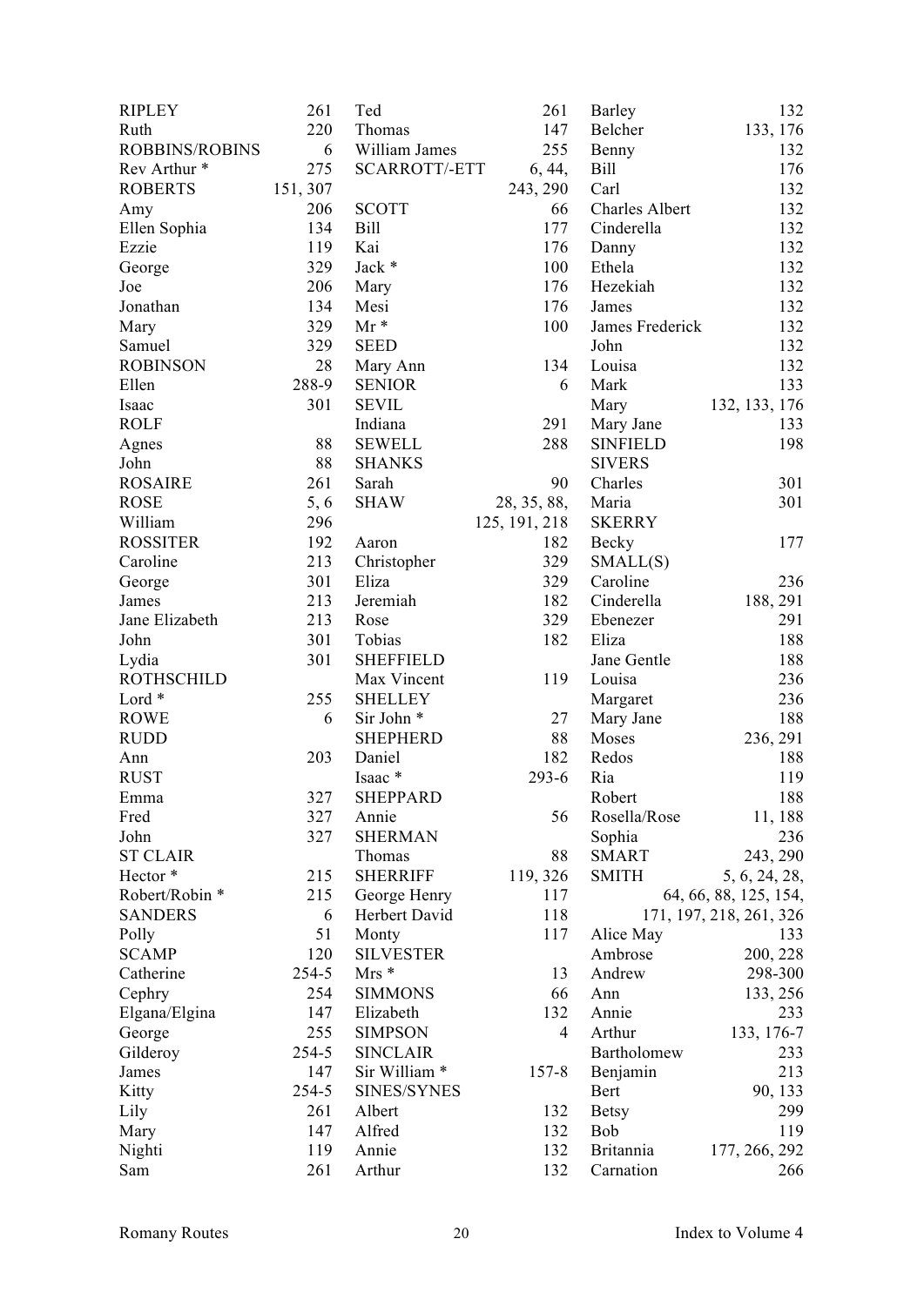RIPLEY 261
Ruth 220
ROBBINS/ROBINS 6
Rev Arthur * 275
ROBERTS 151, 307
Amy 206
Ellen Sophia 134
Ezzie 119
George 329
Joe 206
Jonathan 134
Mary 329
Samuel 329
ROBINSON 28
Ellen 288-9
Isaac 301
ROLF
Agnes 88
John 88
ROSAIRE 261
ROSE 5, 6
William 296
ROSSITER 192
Caroline 213
George 301
James 213
Jane Elizabeth 213
John 301
Lydia 301
ROTHSCHILD
Lord * 255
ROWE 6
RUDD
Ann 203
RUST
Emma 327
Fred 327
John 327
ST CLAIR
Hector * 215
Robert/Robin * 215
SANDERS 6
Polly 51
SCAMP 120
Catherine 254-5
Cephry 254
Elgana/Elgina 147
George 255
Gilderoy 254-5
James 147
Kitty 254-5
Lily 261
Mary 147
Nighti 119
Sam 261
Ted 261
Thomas 147
William James 255
SCARROTT/-ETT 6, 44, 243, 290
SCOTT 66
Bill 177
Kai 176
Jack * 100
Mary 176
Mesi 176
Mr * 100
SEED
Mary Ann 134
SENIOR 6
SEVIL
Indiana 291
SEWELL 288
SHANKS
Sarah 90
SHAW 28, 35, 88, 125, 191, 218
Aaron 182
Christopher 329
Eliza 329
Jeremiah 182
Rose 329
Tobias 182
SHEFFIELD
Max Vincent 119
SHELLEY
Sir John * 27
SHEPHERD 88
Daniel 182
Isaac * 293-6
SHEPPARD
Annie 56
SHERMAN
Thomas 88
SHERRIFF 119, 326
George Henry 117
Herbert David 118
Monty 117
SILVESTER
Mrs * 13
SIMMONS 66
Elizabeth 132
SIMPSON 4
SINCLAIR
Sir William * 157-8
SINES/SYNES
Albert 132
Alfred 132
Annie 132
Arthur 132
Barley 132
Belcher 133, 176
Benny 132
Bill 176
Carl 132
Charles Albert 132
Cinderella 132
Danny 132
Ethela 132
Hezekiah 132
James 132
James Frederick 132
John 132
Louisa 132
Mark 133
Mary 132, 133, 176
Mary Jane 133
SINFIELD 198
SIVERS
Charles 301
Maria 301
SKERRY
Becky 177
SMALL(S)
Caroline 236
Cinderella 188, 291
Ebenezer 291
Eliza 188
Jane Gentle 188
Louisa 236
Margaret 236
Mary Jane 188
Moses 236, 291
Redos 188
Ria 119
Robert 188
Rosella/Rose 11, 188
Sophia 236
SMART 243, 290
SMITH 5, 6, 24, 28, 64, 66, 88, 125, 154, 171, 197, 218, 261, 326
Alice May 133
Ambrose 200, 228
Andrew 298-300
Ann 133, 256
Annie 233
Arthur 133, 176-7
Bartholomew 233
Benjamin 213
Bert 90, 133
Betsy 299
Bob 119
Britannia 177, 266, 292
Carnation 266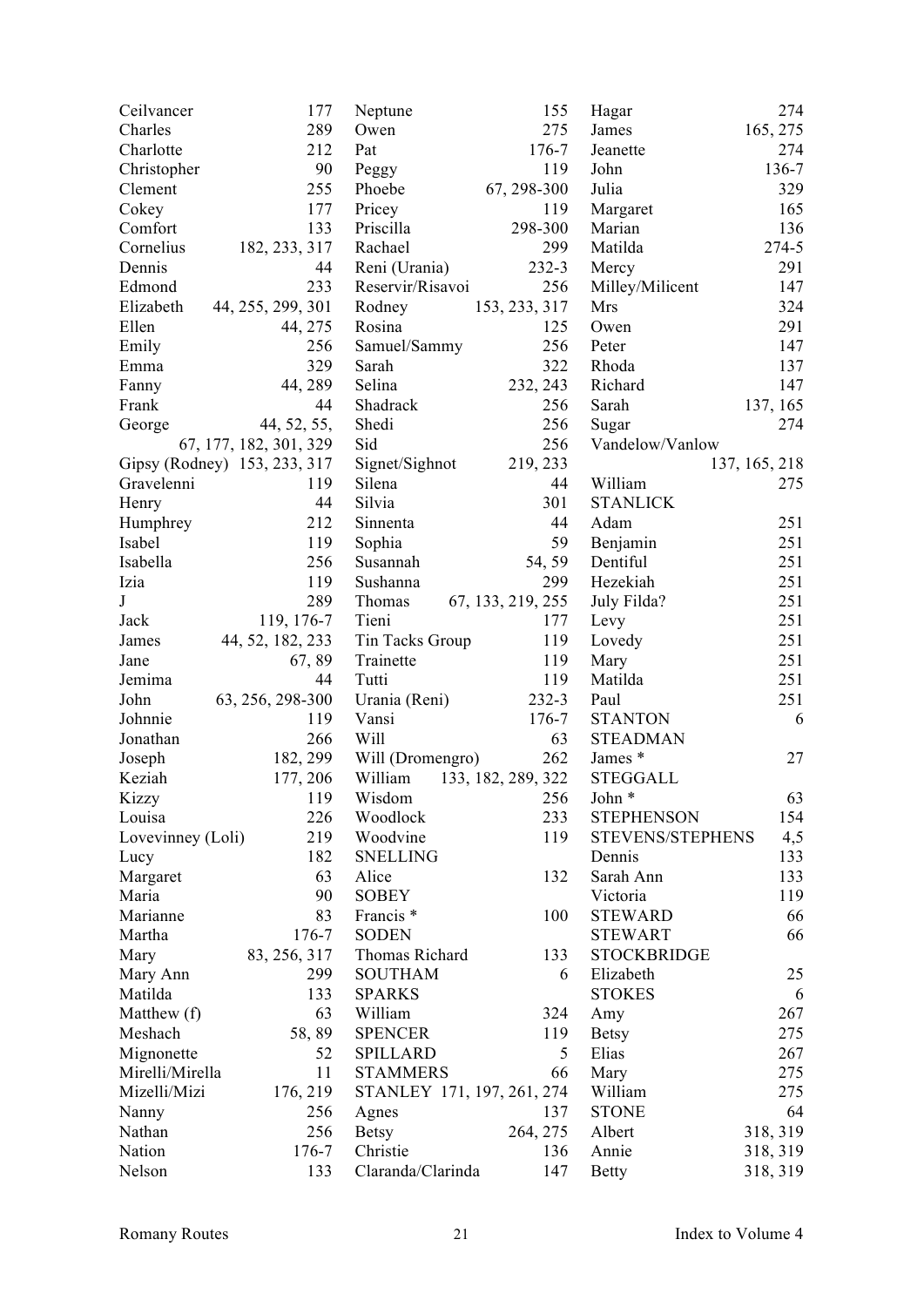Ceilvancer 177
Charles 289
Charlotte 212
Christopher 90
Clement 255
Cokey 177
Comfort 133
Cornelius 182, 233, 317
Dennis 44
Edmond 233
Elizabeth 44, 255, 299, 301
Ellen 44, 275
Emily 256
Emma 329
Fanny 44, 289
Frank 44
George 44, 52, 55, 67, 177, 182, 301, 329
Gipsy (Rodney) 153, 233, 317
Gravelenni 119
Henry 44
Humphrey 212
Isabel 119
Isabella 256
Izia 119
J 289
Jack 119, 176-7
James 44, 52, 182, 233
Jane 67, 89
Jemima 44
John 63, 256, 298-300
Johnnie 119
Jonathan 266
Joseph 182, 299
Keziah 177, 206
Kizzy 119
Louisa 226
Lovevinney (Loli) 219
Lucy 182
Margaret 63
Maria 90
Marianne 83
Martha 176-7
Mary 83, 256, 317
Mary Ann 299
Matilda 133
Matthew (f) 63
Meshach 58, 89
Mignonette 52
Mirelli/Mirella 11
Mizelli/Mizi 176, 219
Nanny 256
Nathan 256
Nation 176-7
Nelson 133
Neptune 155
Owen 275
Pat 176-7
Peggy 119
Phoebe 67, 298-300
Pricey 119
Priscilla 298-300
Rachael 299
Reni (Urania) 232-3
Reservir/Risavoi 256
Rodney 153, 233, 317
Rosina 125
Samuel/Sammy 256
Sarah 322
Selina 232, 243
Shadrack 256
Shedi 256
Sid 256
Signet/Sighnot 219, 233
Silena 44
Silvia 301
Sinnenta 44
Sophia 59
Susannah 54, 59
Sushanna 299
Thomas 67, 133, 219, 255
Tieni 177
Tin Tacks Group 119
Trainette 119
Tutti 119
Urania (Reni) 232-3
Vansi 176-7
Will 63
Will (Dromengro) 262
William 133, 182, 289, 322
Wisdom 256
Woodlock 233
Woodvine 119
SNELLING
Alice 132
SOBEY
Francis * 100
SODEN
Thomas Richard 133
SOUTHAM 6
SPARKS
William 324
SPENCER 119
SPILLARD 5
STAMMERS 66
STANLEY 171, 197, 261, 274
Agnes 137
Betsy 264, 275
Christie 136
Claranda/Clarinda 147
Hagar 274
James 165, 275
Jeanette 274
John 136-7
Julia 329
Margaret 165
Marian 136
Matilda 274-5
Mercy 291
Milley/Milicent 147
Mrs 324
Owen 291
Peter 147
Rhoda 137
Richard 147
Sarah 137, 165
Sugar 274
Vandelow/Vanlow 137, 165, 218
William 275
STANLICK
Adam 251
Benjamin 251
Dentiful 251
Hezekiah 251
July Filda? 251
Levy 251
Lovedy 251
Mary 251
Matilda 251
Paul 251
STANTON 6
STEADMAN
James * 27
STEGGALL
John * 63
STEPHENSON 154
STEVENS/STEPHENS 4,5
Dennis 133
Sarah Ann 133
Victoria 119
STEWARD 66
STEWART 66
STOCKBRIDGE
Elizabeth 25
STOKES 6
Amy 267
Betsy 275
Elias 267
Mary 275
William 275
STONE 64
Albert 318, 319
Annie 318, 319
Betty 318, 319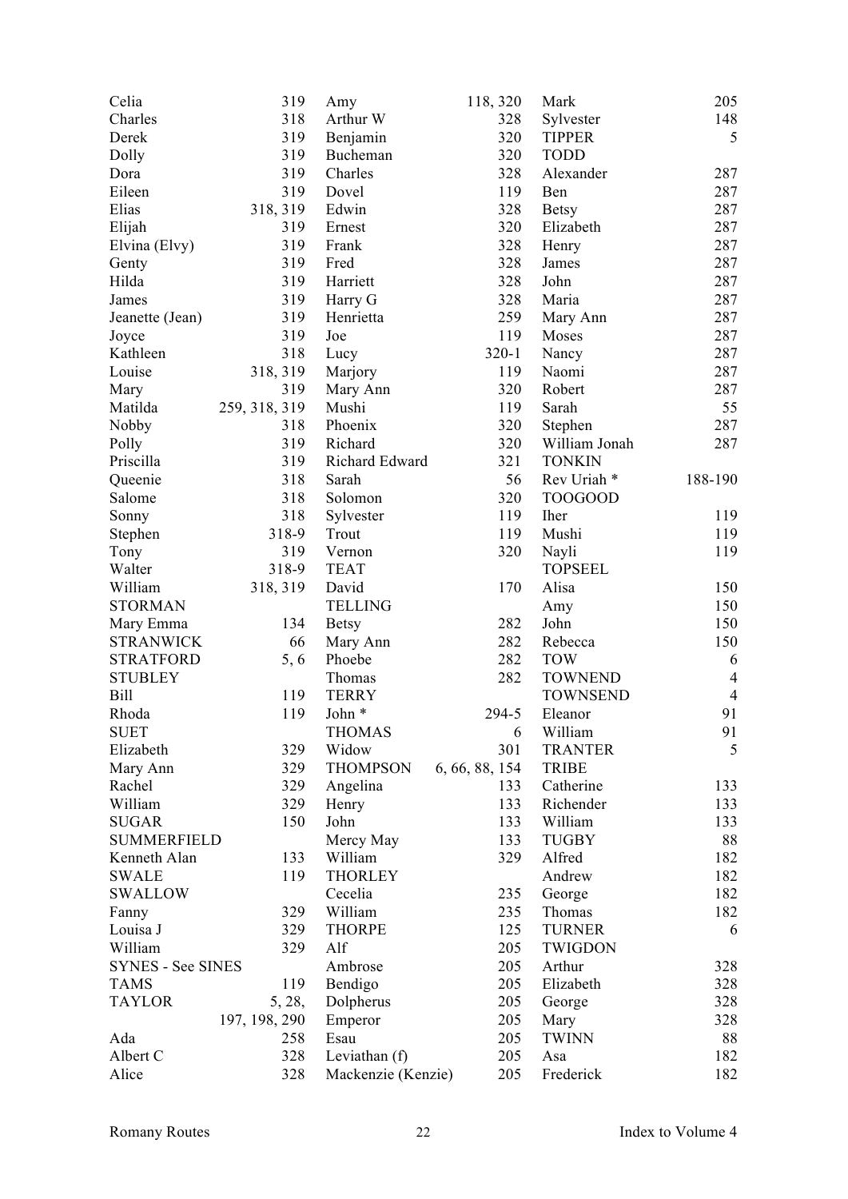| | |
|---|---|
| Celia | 319 |
| Charles | 318 |
| Derek | 319 |
| Dolly | 319 |
| Dora | 319 |
| Eileen | 319 |
| Elias | 318, 319 |
| Elijah | 319 |
| Elvina (Elvy) | 319 |
| Genty | 319 |
| Hilda | 319 |
| James | 319 |
| Jeanette (Jean) | 319 |
| Joyce | 319 |
| Kathleen | 318 |
| Louise | 318, 319 |
| Mary | 319 |
| Matilda | 259, 318, 319 |
| Nobby | 318 |
| Polly | 319 |
| Priscilla | 319 |
| Queenie | 318 |
| Salome | 318 |
| Sonny | 318 |
| Stephen | 318-9 |
| Tony | 319 |
| Walter | 318-9 |
| William | 318, 319 |
| STORMAN | |
| Mary Emma | 134 |
| STRANWICK | 66 |
| STRATFORD | 5, 6 |
| STUBLEY | |
| Bill | 119 |
| Rhoda | 119 |
| SUET | |
| Elizabeth | 329 |
| Mary Ann | 329 |
| Rachel | 329 |
| William | 329 |
| SUGAR | 150 |
| SUMMERFIELD | |
| Kenneth Alan | 133 |
| SWALE | 119 |
| SWALLOW | |
| Fanny | 329 |
| Louisa J | 329 |
| William | 329 |
| SYNES - See SINES | |
| TAMS | 119 |
| TAYLOR | 5, 28, 197, 198, 290 |
| Ada | 258 |
| Albert C | 328 |
| Alice | 328 |
| Amy | 118, 320 |
| Arthur W | 328 |
| Benjamin | 320 |
| Bucheman | 320 |
| Charles | 328 |
| Dovel | 119 |
| Edwin | 328 |
| Ernest | 320 |
| Frank | 328 |
| Fred | 328 |
| Harriett | 328 |
| Harry G | 328 |
| Henrietta | 259 |
| Joe | 119 |
| Lucy | 320-1 |
| Marjory | 119 |
| Mary Ann | 320 |
| Mushi | 119 |
| Phoenix | 320 |
| Richard | 320 |
| Richard Edward | 321 |
| Sarah | 56 |
| Solomon | 320 |
| Sylvester | 119 |
| Trout | 119 |
| Vernon | 320 |
| TEAT | |
| David | 170 |
| TELLING | |
| Betsy | 282 |
| Mary Ann | 282 |
| Phoebe | 282 |
| Thomas | 282 |
| TERRY | |
| John * | 294-5 |
| THOMAS | 6 |
| Widow | 301 |
| THOMPSON | 6, 66, 88, 154 |
| Angelina | 133 |
| Henry | 133 |
| John | 133 |
| Mercy May | 133 |
| William | 329 |
| THORLEY | |
| Cecelia | 235 |
| William | 235 |
| THORPE | 125 |
| Alf | 205 |
| Ambrose | 205 |
| Bendigo | 205 |
| Dolpherus | 205 |
| Emperor | 205 |
| Esau | 205 |
| Leviathan (f) | 205 |
| Mackenzie (Kenzie) | 205 |
| Mark | 205 |
| Sylvester | 148 |
| TIPPER | 5 |
| TODD | |
| Alexander | 287 |
| Ben | 287 |
| Betsy | 287 |
| Elizabeth | 287 |
| Henry | 287 |
| James | 287 |
| John | 287 |
| Maria | 287 |
| Mary Ann | 287 |
| Moses | 287 |
| Nancy | 287 |
| Naomi | 287 |
| Robert | 287 |
| Sarah | 55 |
| Stephen | 287 |
| William Jonah | 287 |
| TONKIN | |
| Rev Uriah * | 188-190 |
| TOOGOOD | |
| Iher | 119 |
| Mushi | 119 |
| Nayli | 119 |
| TOPSEEL | |
| Alisa | 150 |
| Amy | 150 |
| John | 150 |
| Rebecca | 150 |
| TOW | 6 |
| TOWNEND | 4 |
| TOWNSEND | 4 |
| Eleanor | 91 |
| William | 91 |
| TRANTER | 5 |
| TRIBE | |
| Catherine | 133 |
| Richender | 133 |
| William | 133 |
| TUGBY | 88 |
| Alfred | 182 |
| Andrew | 182 |
| George | 182 |
| Thomas | 182 |
| TURNER | 6 |
| TWIGDON | |
| Arthur | 328 |
| Elizabeth | 328 |
| George | 328 |
| Mary | 328 |
| TWINN | 88 |
| Asa | 182 |
| Frederick | 182 |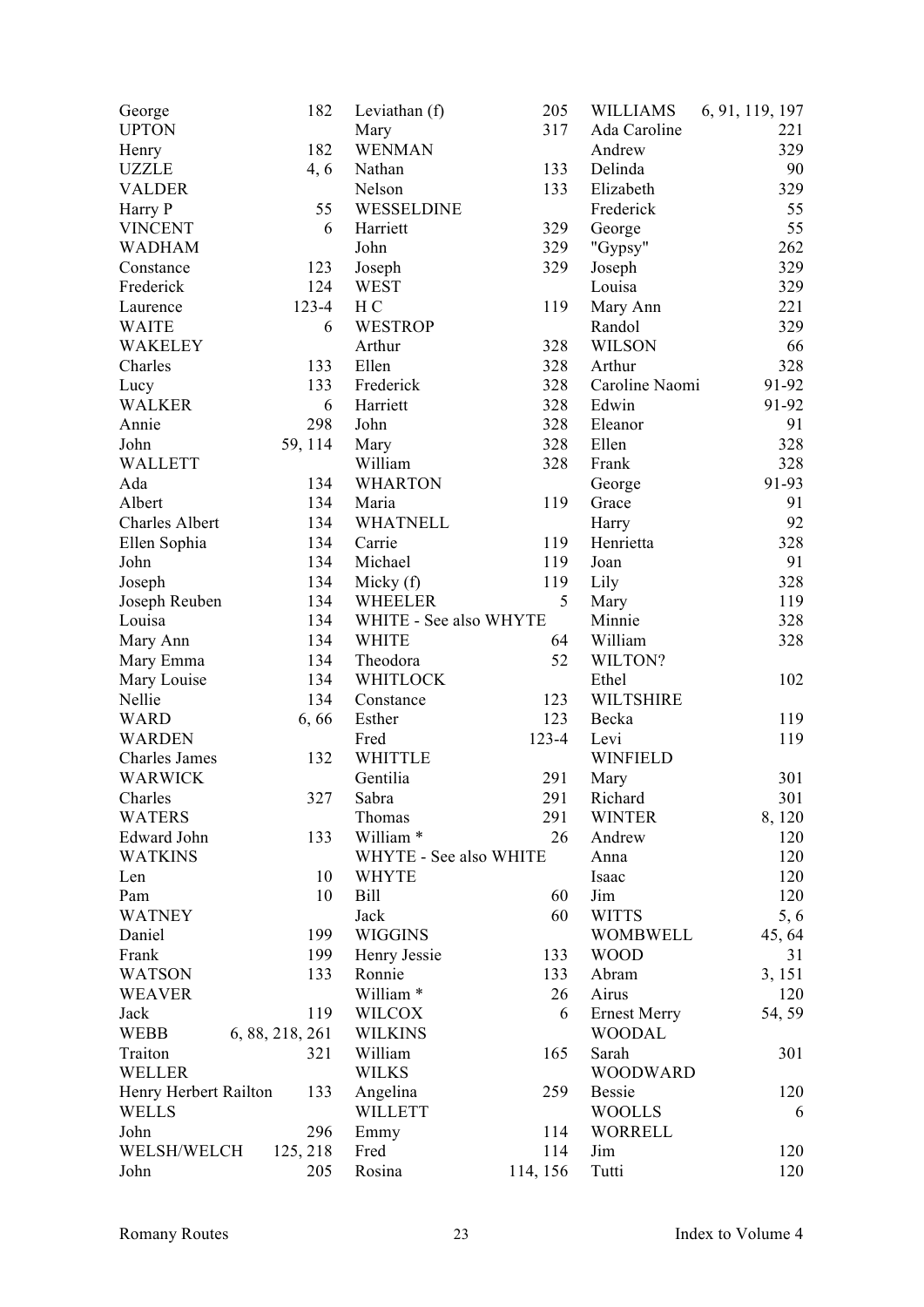George 182
UPTON
Henry 182
UZZLE 4, 6
VALDER
Harry P 55
VINCENT 6
WADHAM
Constance 123
Frederick 124
Laurence 123-4
WAITE 6
WAKELEY
Charles 133
Lucy 133
WALKER 6
Annie 298
John 59, 114
WALLETT
Ada 134
Albert 134
Charles Albert 134
Ellen Sophia 134
John 134
Joseph 134
Joseph Reuben 134
Louisa 134
Mary Ann 134
Mary Emma 134
Mary Louise 134
Nellie 134
WARD 6, 66
WARDEN
Charles James 132
WARWICK
Charles 327
WATERS
Edward John 133
WATKINS
Len 10
Pam 10
WATNEY
Daniel 199
Frank 199
WATSON 133
WEAVER
Jack 119
WEBB 6, 88, 218, 261
Traiton 321
WELLER
Henry Herbert Railton 133
WELLS
John 296
WELSH/WELCH 125, 218
John 205

Leviathan (f) 205
Mary 317
WENMAN
Nathan 133
Nelson 133
WESSELDINE
Harriett 329
John 329
Joseph 329
WEST
H C 119
WESTROP
Arthur 328
Ellen 328
Frederick 328
Harriett 328
John 328
Mary 328
William 328
WHARTON
Maria 119
WHATNELL
Carrie 119
Michael 119
Micky (f) 119
WHEELER 5
WHITE - See also WHYTE
WHITE 64
Theodora 52
WHITLOCK
Constance 123
Esther 123
Fred 123-4
WHITTLE
Gentilia 291
Sabra 291
Thomas 291
William * 26
WHYTE - See also WHITE
WHYTE
Bill 60
Jack 60
WIGGINS
Henry Jessie 133
Ronnie 133
William * 26
WILCOX 6
WILKINS
William 165
WILKS
Angelina 259
WILLETT
Emmy 114
Fred 114
Rosina 114, 156

WILLIAMS 6, 91, 119, 197
Ada Caroline 221
Andrew 329
Delinda 90
Elizabeth 329
Frederick 55
George 55
"Gypsy" 262
Joseph 329
Louisa 329
Mary Ann 221
Randol 329
WILSON 66
Arthur 328
Caroline Naomi 91-92
Edwin 91-92
Eleanor 91
Ellen 328
Frank 328
George 91-93
Grace 91
Harry 92
Henrietta 328
Joan 91
Lily 328
Mary 119
Minnie 328
William 328
WILTON?
Ethel 102
WILTSHIRE
Becka 119
Levi 119
WINFIELD
Mary 301
Richard 301
WINTER 8, 120
Andrew 120
Anna 120
Isaac 120
Jim 120
WITTS 5, 6
WOMBWELL 45, 64
WOOD 31
Abram 3, 151
Airus 120
Ernest Merry 54, 59
WOODAL
Sarah 301
WOODWARD
Bessie 120
WOOLLS 6
WORRELL
Jim 120
Tutti 120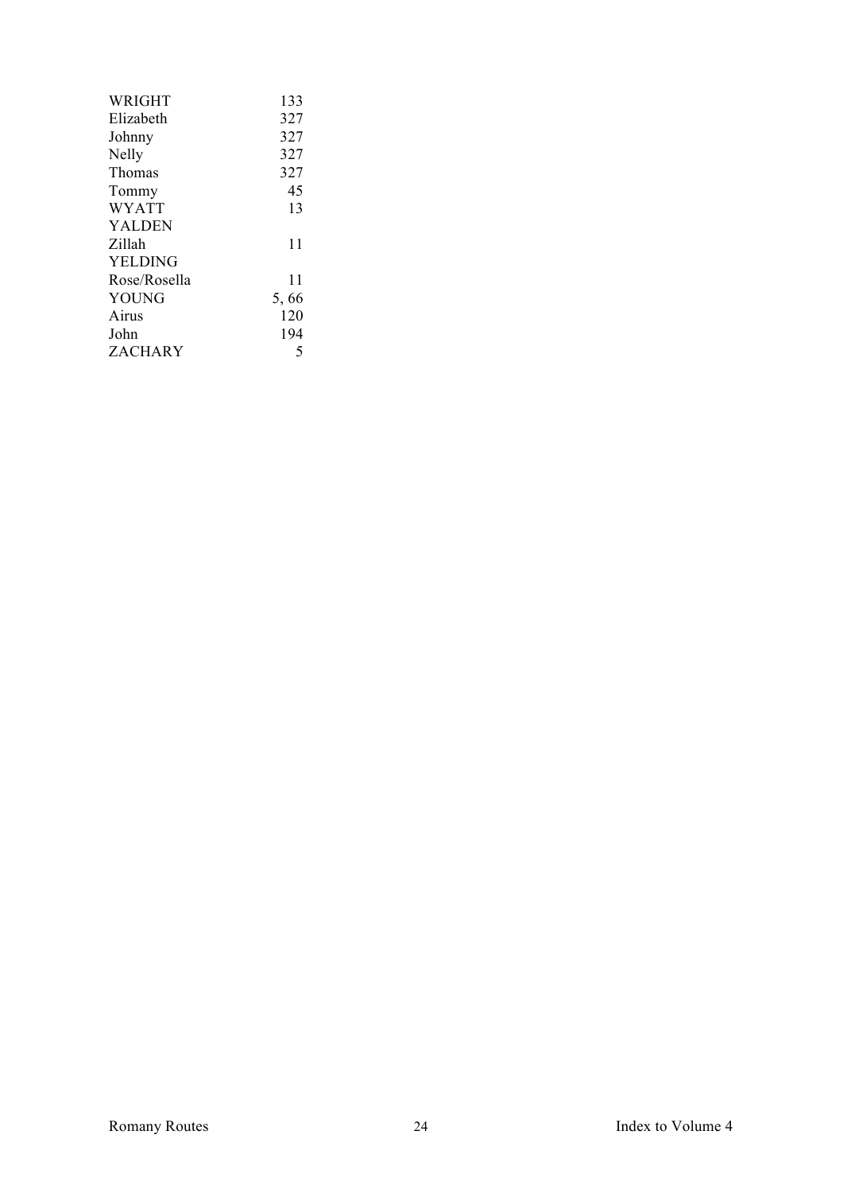| | |
|---|---|
| WRIGHT | 133 |
| Elizabeth | 327 |
| Johnny | 327 |
| Nelly | 327 |
| Thomas | 327 |
| Tommy | 45 |
| WYATT | 13 |
| YALDEN | |
| Zillah | 11 |
| YELDING | |
| Rose/Rosella | 11 |
| YOUNG | 5, 66 |
| Airus | 120 |
| John | 194 |
| ZACHARY | 5 |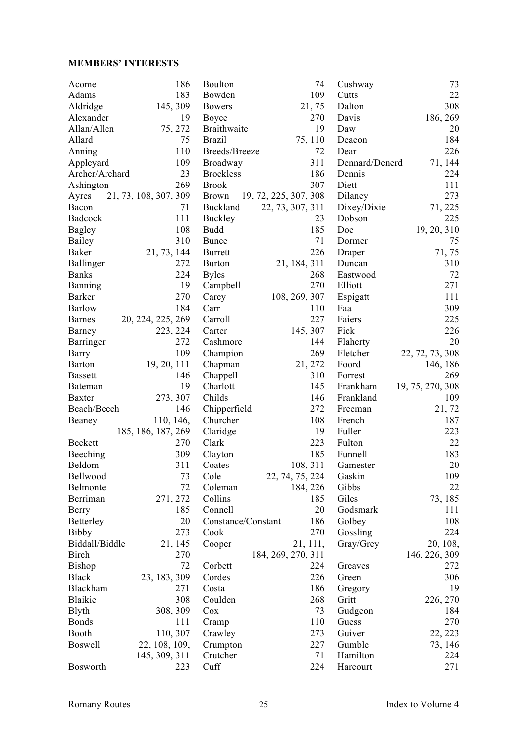**MEMBERS' INTERESTS**

Acome 186
Adams 183
Aldridge 145, 309
Alexander 19
Allan/Allen 75, 272
Allard 75
Anning 110
Appleyard 109
Archer/Archard 23
Ashington 269
Ayres 21, 73, 108, 307, 309
Bacon 71
Badcock 111
Bagley 108
Bailey 310
Baker 21, 73, 144
Ballinger 272
Banks 224
Banning 19
Barker 270
Barlow 184
Barnes 20, 224, 225, 269
Barney 223, 224
Barringer 272
Barry 109
Barton 19, 20, 111
Bassett 146
Bateman 19
Baxter 273, 307
Beach/Beech 146
Beaney 110, 146, 185, 186, 187, 269
Beckett 270
Beeching 309
Beldom 311
Bellwood 73
Belmonte 72
Berriman 271, 272
Berry 185
Betterley 20
Bibby 273
Biddall/Biddle 21, 145
Birch 270
Bishop 72
Black 23, 183, 309
Blackham 271
Blaikie 308
Blyth 308, 309
Bonds 111
Booth 110, 307
Boswell 22, 108, 109, 145, 309, 311
Bosworth 223
Boulton 74
Bowden 109
Bowers 21, 75
Boyce 270
Braithwaite 19
Brazil 75, 110
Breeds/Breeze 72
Broadway 311
Brockless 186
Brook 307
Brown 19, 72, 225, 307, 308
Buckland 22, 73, 307, 311
Buckley 23
Budd 185
Bunce 71
Burrett 226
Burton 21, 184, 311
Byles 268
Campbell 270
Carey 108, 269, 307
Carr 110
Carroll 227
Carter 145, 307
Cashmore 144
Champion 269
Chapman 21, 272
Chappell 310
Charlott 145
Childs 146
Chipperfield 272
Churcher 108
Claridge 19
Clark 223
Clayton 185
Coates 108, 311
Cole 22, 74, 75, 224
Coleman 184, 226
Collins 185
Connell 20
Constance/Constant 186
Cook 270
Cooper 21, 111, 184, 269, 270, 311
Corbett 224
Cordes 226
Costa 186
Coulden 268
Cox 73
Cramp 110
Crawley 273
Crumpton 227
Crutcher 71
Cuff 224
Cushway 73
Cutts 22
Dalton 308
Davis 186, 269
Daw 20
Deacon 184
Dear 226
Dennard/Denerd 71, 144
Dennis 224
Diett 111
Dilaney 273
Dixey/Dixie 71, 225
Dobson 225
Doe 19, 20, 310
Dormer 75
Draper 71, 75
Duncan 310
Eastwood 72
Elliott 271
Espigatt 111
Faa 309
Faiers 225
Fick 226
Flaherty 20
Fletcher 22, 72, 73, 308
Foord 146, 186
Forrest 269
Frankham 19, 75, 270, 308
Frankland 109
Freeman 21, 72
French 187
Fuller 223
Fulton 22
Funnell 183
Gamester 20
Gaskin 109
Gibbs 22
Giles 73, 185
Godsmark 111
Golbey 108
Gossling 224
Gray/Grey 20, 108, 146, 226, 309
Greaves 272
Green 306
Gregory 19
Gritt 226, 270
Gudgeon 184
Guess 270
Guiver 22, 223
Gumble 73, 146
Hamilton 224
Harcourt 271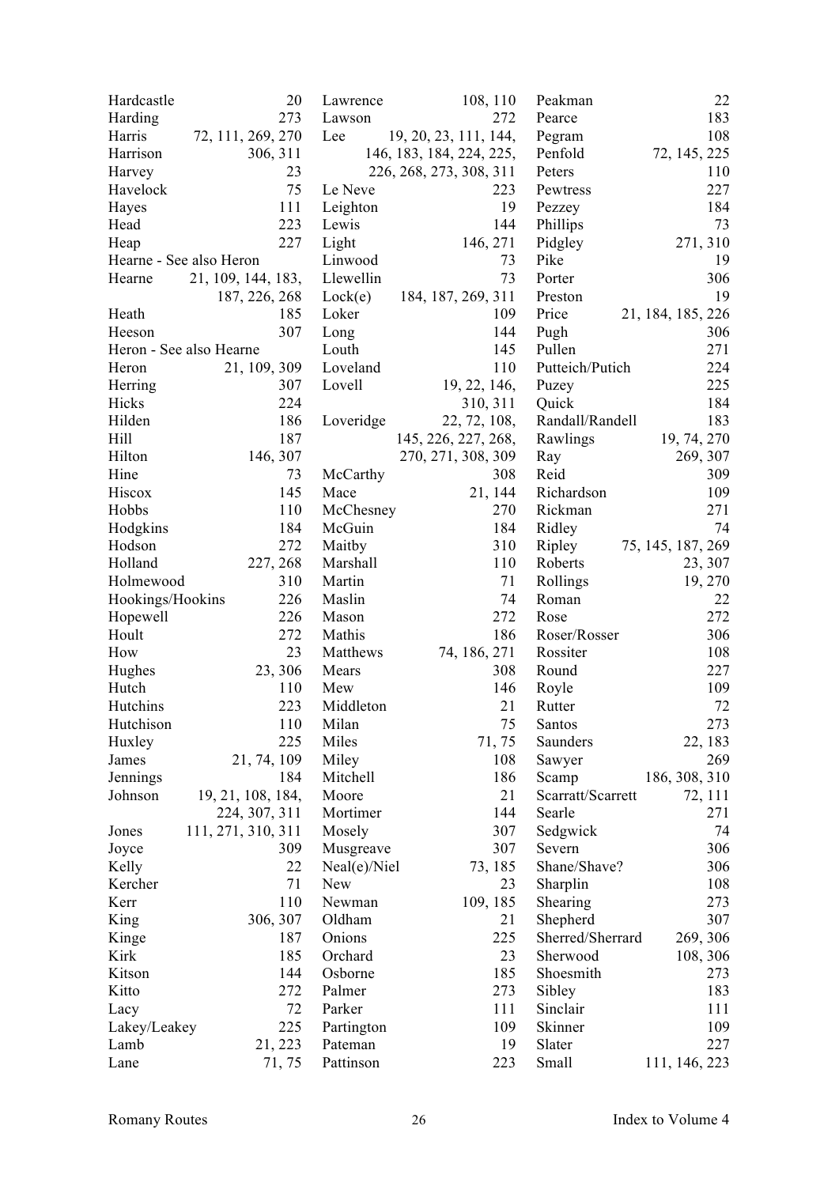Hardcastle 20
Harding 273
Harris 72, 111, 269, 270
Harrison 306, 311
Harvey 23
Havelock 75
Hayes 111
Head 223
Heap 227
Hearne - See also Heron
Hearne 21, 109, 144, 183, 187, 226, 268
Heath 185
Heeson 307
Heron - See also Hearne
Heron 21, 109, 309
Herring 307
Hicks 224
Hilden 186
Hill 187
Hilton 146, 307
Hine 73
Hiscox 145
Hobbs 110
Hodgkins 184
Hodson 272
Holland 227, 268
Holmewood 310
Hookings/Hookins 226
Hopewell 226
Hoult 272
How 23
Hughes 23, 306
Hutch 110
Hutchins 223
Hutchison 110
Huxley 225
James 21, 74, 109
Jennings 184
Johnson 19, 21, 108, 184, 224, 307, 311
Jones 111, 271, 310, 311
Joyce 309
Kelly 22
Kercher 71
Kerr 110
King 306, 307
Kinge 187
Kirk 185
Kitson 144
Kitto 272
Lacy 72
Lakey/Leakey 225
Lamb 21, 223
Lane 71, 75
Lawrence 108, 110
Lawson 272
Lee 19, 20, 23, 111, 144, 146, 183, 184, 224, 225, 226, 268, 273, 308, 311
Le Neve 223
Leighton 19
Lewis 144
Light 146, 271
Linwood 73
Llewellin 73
Lock(e) 184, 187, 269, 311
Loker 109
Long 144
Louth 145
Loveland 110
Lovell 19, 22, 146, 310, 311
Loveridge 22, 72, 108, 145, 226, 227, 268, 270, 271, 308, 309
McCarthy 308
Mace 21, 144
McChesney 270
McGuin 184
Maitby 310
Marshall 110
Martin 71
Maslin 74
Mason 272
Mathis 186
Matthews 74, 186, 271
Mears 308
Mew 146
Middleton 21
Milan 75
Miles 71, 75
Miley 108
Mitchell 186
Moore 21
Mortimer 144
Mosely 307
Musgreave 307
Neal(e)/Niel 73, 185
New 23
Newman 109, 185
Oldham 21
Onions 225
Orchard 23
Osborne 185
Palmer 273
Parker 111
Partington 109
Pateman 19
Pattinson 223
Peakman 22
Pearce 183
Pegram 108
Penfold 72, 145, 225
Peters 110
Pewtress 227
Pezzey 184
Phillips 73
Pidgley 271, 310
Pike 19
Porter 306
Preston 19
Price 21, 184, 185, 226
Pugh 306
Pullen 271
Putteich/Putich 224
Puzey 225
Quick 184
Randall/Randell 183
Rawlings 19, 74, 270
Ray 269, 307
Reid 309
Richardson 109
Rickman 271
Ridley 74
Ripley 75, 145, 187, 269
Roberts 23, 307
Rollings 19, 270
Roman 22
Rose 272
Roser/Rosser 306
Rossiter 108
Round 227
Royle 109
Rutter 72
Santos 273
Saunders 22, 183
Sawyer 269
Scamp 186, 308, 310
Scarratt/Scarrett 72, 111
Searle 271
Sedgwick 74
Severn 306
Shane/Shave? 306
Sharplin 108
Shearing 273
Shepherd 307
Sherred/Sherrard 269, 306
Sherwood 108, 306
Shoesmith 273
Sibley 183
Sinclair 111
Skinner 109
Slater 227
Small 111, 146, 223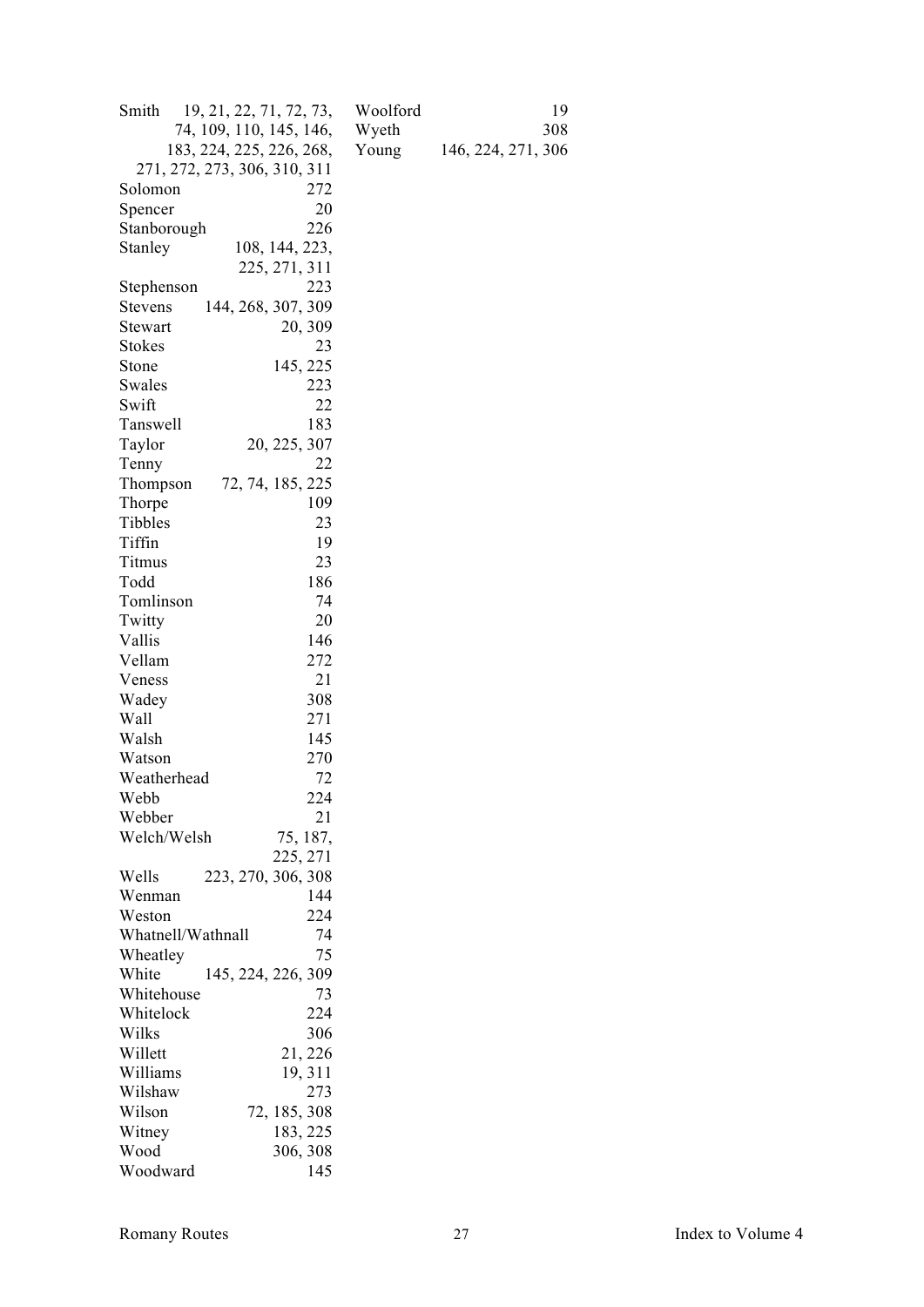Smith 19, 21, 22, 71, 72, 73, 74, 109, 110, 145, 146, 183, 224, 225, 226, 268, 271, 272, 273, 306, 310, 311
Solomon 272
Spencer 20
Stanborough 226
Stanley 108, 144, 223, 225, 271, 311
Stephenson 223
Stevens 144, 268, 307, 309
Stewart 20, 309
Stokes 23
Stone 145, 225
Swales 223
Swift 22
Tanswell 183
Taylor 20, 225, 307
Tenny 22
Thompson 72, 74, 185, 225
Thorpe 109
Tibbles 23
Tiffin 19
Titmus 23
Todd 186
Tomlinson 74
Twitty 20
Vallis 146
Vellam 272
Veness 21
Wadey 308
Wall 271
Walsh 145
Watson 270
Weatherhead 72
Webb 224
Webber 21
Welch/Welsh 75, 187, 225, 271
Wells 223, 270, 306, 308
Wenman 144
Weston 224
Whatnell/Wathnall 74
Wheatley 75
White 145, 224, 226, 309
Whitehouse 73
Whitelock 224
Wilks 306
Willett 21, 226
Williams 19, 311
Wilshaw 273
Wilson 72, 185, 308
Witney 183, 225
Wood 306, 308
Woodward 145
Woolford 19
Wyeth 308
Young 146, 224, 271, 306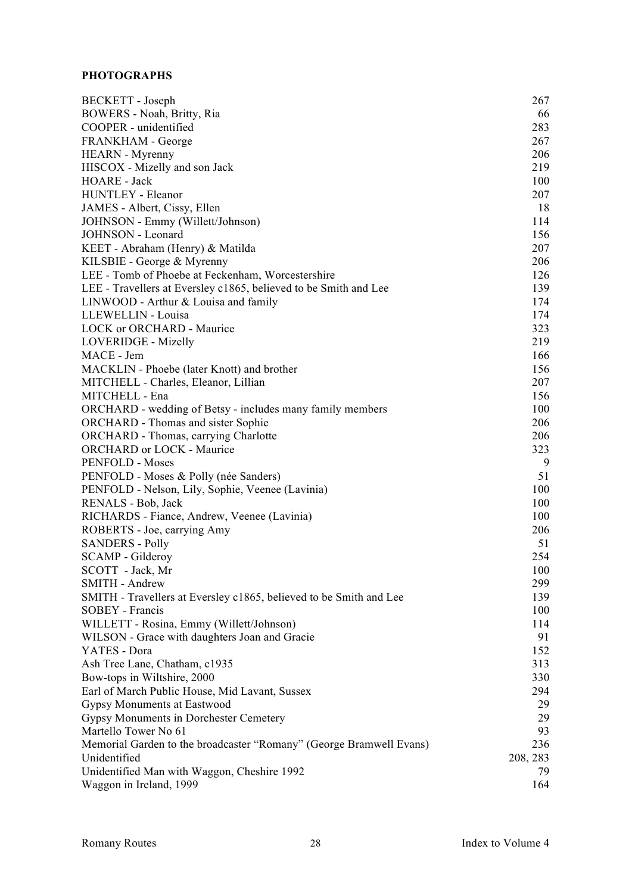## PHOTOGRAPHS

| | |
|---|---|
| BECKETT - Joseph | 267 |
| BOWERS - Noah, Britty, Ria | 66 |
| COOPER - unidentified | 283 |
| FRANKHAM - George | 267 |
| HEARN - Myrenny | 206 |
| HISCOX - Mizelly and son Jack | 219 |
| HOARE - Jack | 100 |
| HUNTLEY - Eleanor | 207 |
| JAMES - Albert, Cissy, Ellen | 18 |
| JOHNSON - Emmy (Willett/Johnson) | 114 |
| JOHNSON - Leonard | 156 |
| KEET - Abraham (Henry) & Matilda | 207 |
| KILSBIE - George & Myrenny | 206 |
| LEE - Tomb of Phoebe at Feckenham, Worcestershire | 126 |
| LEE - Travellers at Eversley c1865, believed to be Smith and Lee | 139 |
| LINWOOD - Arthur & Louisa and family | 174 |
| LLEWELLIN - Louisa | 174 |
| LOCK or ORCHARD - Maurice | 323 |
| LOVERIDGE - Mizelly | 219 |
| MACE - Jem | 166 |
| MACKLIN - Phoebe (later Knott) and brother | 156 |
| MITCHELL - Charles, Eleanor, Lillian | 207 |
| MITCHELL - Ena | 156 |
| ORCHARD - wedding of Betsy - includes many family members | 100 |
| ORCHARD - Thomas and sister Sophie | 206 |
| ORCHARD - Thomas, carrying Charlotte | 206 |
| ORCHARD or LOCK - Maurice | 323 |
| PENFOLD - Moses | 9 |
| PENFOLD - Moses & Polly (née Sanders) | 51 |
| PENFOLD - Nelson, Lily, Sophie, Veenee (Lavinia) | 100 |
| RENALS - Bob, Jack | 100 |
| RICHARDS - Fiance, Andrew, Veenee (Lavinia) | 100 |
| ROBERTS - Joe, carrying Amy | 206 |
| SANDERS - Polly | 51 |
| SCAMP - Gilderoy | 254 |
| SCOTT - Jack, Mr | 100 |
| SMITH - Andrew | 299 |
| SMITH - Travellers at Eversley c1865, believed to be Smith and Lee | 139 |
| SOBEY - Francis | 100 |
| WILLETT - Rosina, Emmy (Willett/Johnson) | 114 |
| WILSON - Grace with daughters Joan and Gracie | 91 |
| YATES - Dora | 152 |
| Ash Tree Lane, Chatham, c1935 | 313 |
| Bow-tops in Wiltshire, 2000 | 330 |
| Earl of March Public House, Mid Lavant, Sussex | 294 |
| Gypsy Monuments at Eastwood | 29 |
| Gypsy Monuments in Dorchester Cemetery | 29 |
| Martello Tower No 61 | 93 |
| Memorial Garden to the broadcaster "Romany" (George Bramwell Evans) | 236 |
| Unidentified | 208, 283 |
| Unidentified Man with Waggon, Cheshire 1992 | 79 |
| Waggon in Ireland, 1999 | 164 |